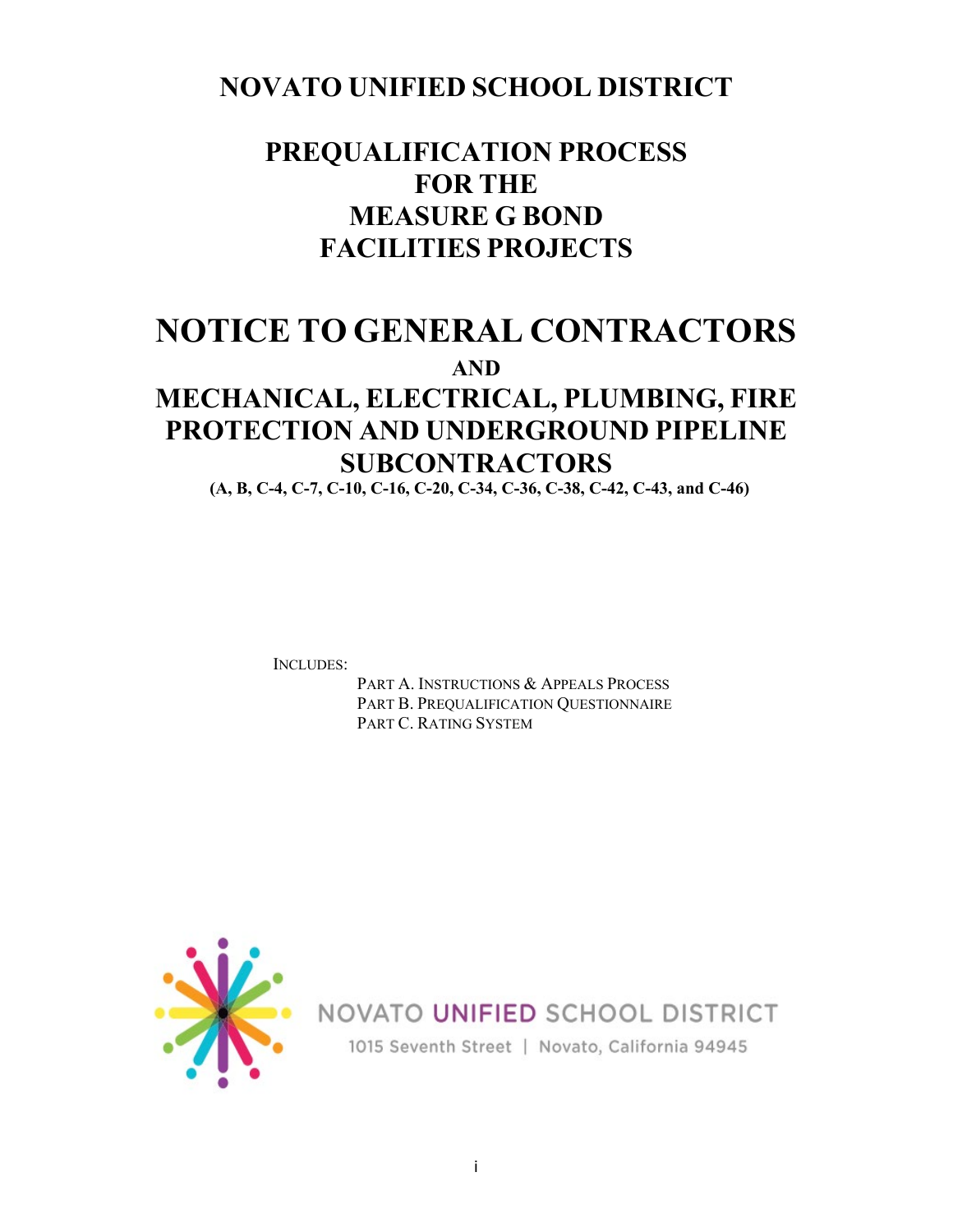# NOVATO UNIFIED SCHOOL DISTRICT

## PREQUALIFICATION PROCESS FOR THE MEASURE G BOND FACILITIES PROJECTS

# NOTICE TO GENERAL CONTRACTORS

**AND**

# MECHANICAL, ELECTRICAL, PLUMBING, FIRE PROTECTION AND UNDERGROUND PIPELINE SUBCONTRACTORS

**(A, B, C-4, C-7, C-10, C-16, C-20, C-34, C-36, C-38, C-42, C-43, and C-46)**

INCLUDES:

- PART A. INSTRUCTIONS & APPEALS PROCESS
- PART B. PREQUALIFICATION QUESTIONNAIRE
- PART C. RATING SYSTEM

NOVATO UNIFIED SCHOOL DISTRICT
1015 Seventh Street | Novato, California 94945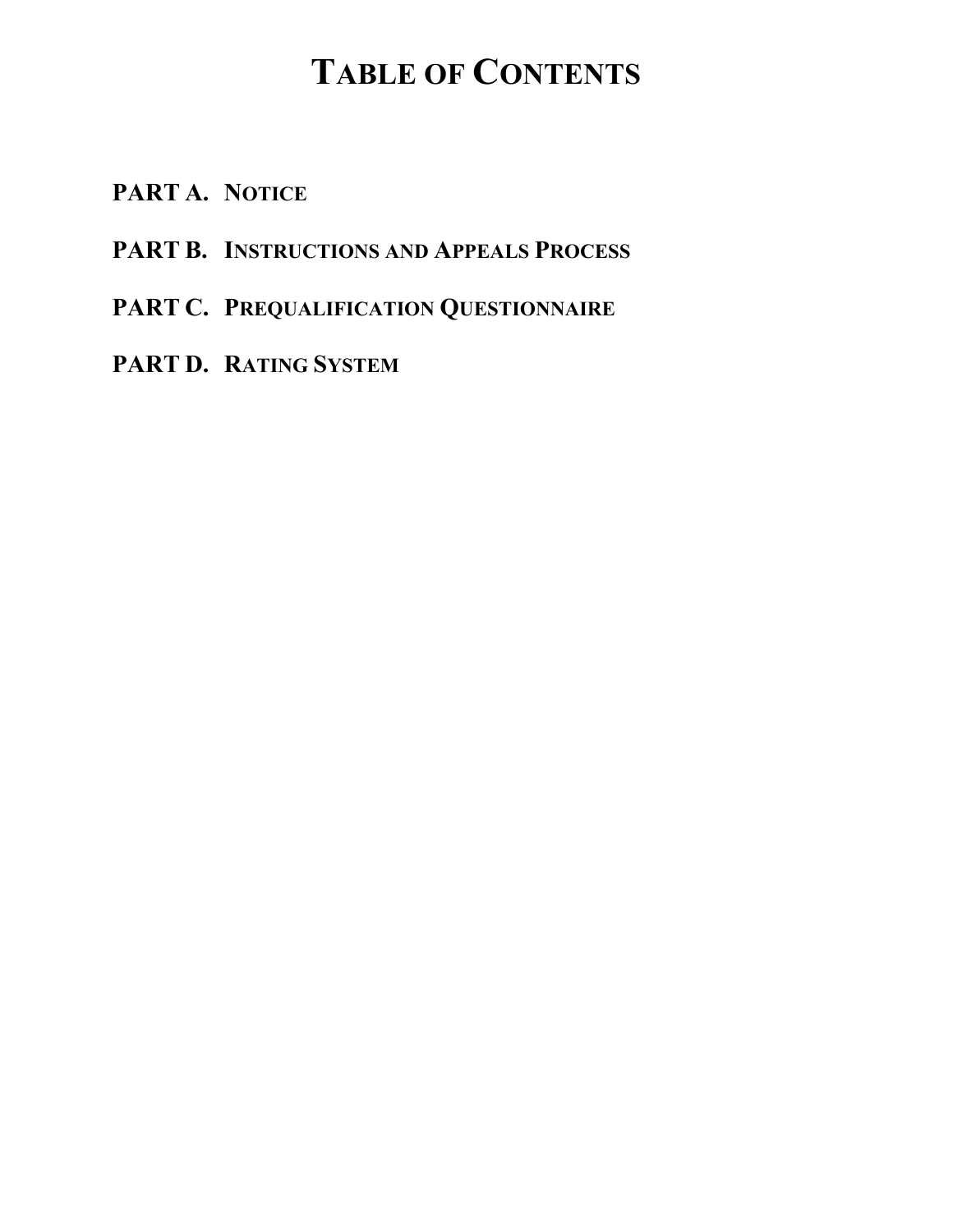# TABLE OF CONTENTS

**PART A.** **NOTICE**

**PART B.** **INSTRUCTIONS AND APPEALS PROCESS**

**PART C.** **PREQUALIFICATION QUESTIONNAIRE**

**PART D.** **RATING SYSTEM**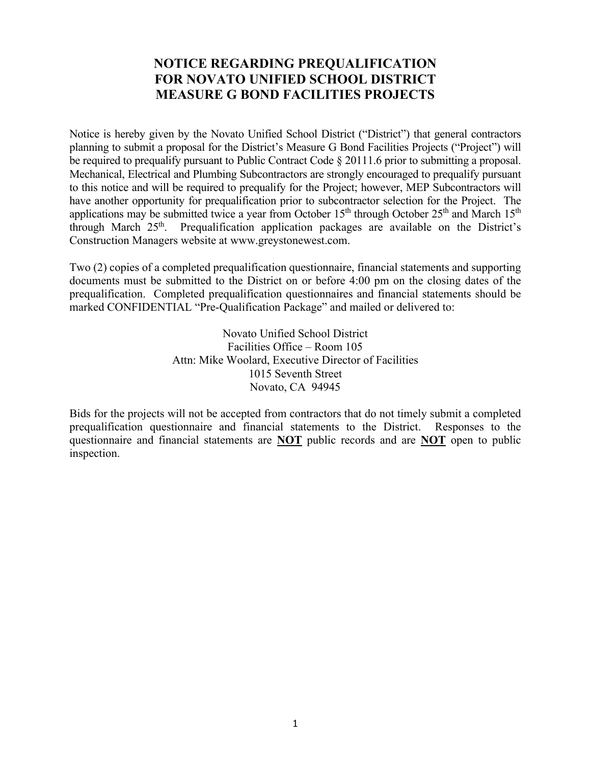# NOTICE REGARDING PREQUALIFICATION FOR NOVATO UNIFIED SCHOOL DISTRICT MEASURE G BOND FACILITIES PROJECTS

Notice is hereby given by the Novato Unified School District ("District") that general contractors planning to submit a proposal for the District's Measure G Bond Facilities Projects ("Project") will be required to prequalify pursuant to Public Contract Code § 20111.6 prior to submitting a proposal. Mechanical, Electrical and Plumbing Subcontractors are strongly encouraged to prequalify pursuant to this notice and will be required to prequalify for the Project; however, MEP Subcontractors will have another opportunity for prequalification prior to subcontractor selection for the Project. The applications may be submitted twice a year from October 15th through October 25th and March 15th through March 25th. Prequalification application packages are available on the District's Construction Managers website at www.greystonewest.com.

Two (2) copies of a completed prequalification questionnaire, financial statements and supporting documents must be submitted to the District on or before 4:00 pm on the closing dates of the prequalification. Completed prequalification questionnaires and financial statements should be marked CONFIDENTIAL "Pre-Qualification Package" and mailed or delivered to:

Novato Unified School District  
Facilities Office – Room 105  
Attn: Mike Woolard, Executive Director of Facilities  
1015 Seventh Street  
Novato, CA 94945

Bids for the projects will not be accepted from contractors that do not timely submit a completed prequalification questionnaire and financial statements to the District. Responses to the questionnaire and financial statements are **NOT** public records and are **NOT** open to public inspection.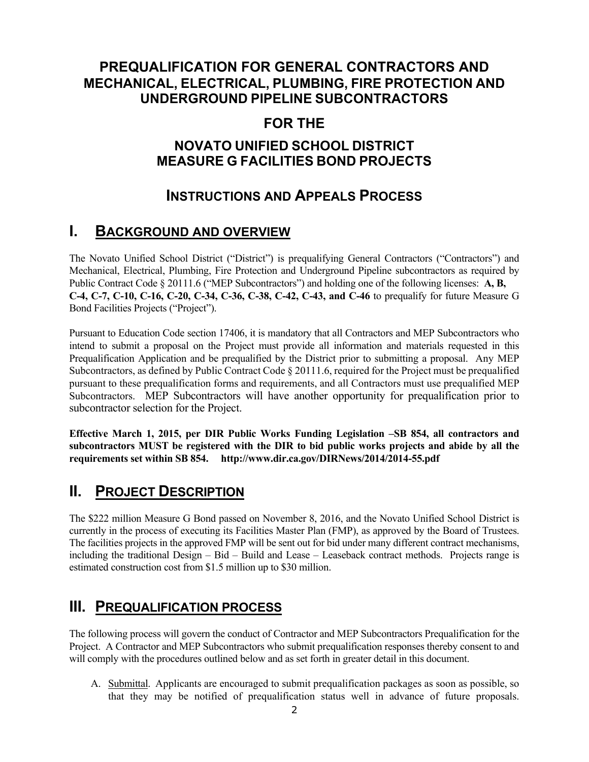# PREQUALIFICATION FOR GENERAL CONTRACTORS AND MECHANICAL, ELECTRICAL, PLUMBING, FIRE PROTECTION AND UNDERGROUND PIPELINE SUBCONTRACTORS

# FOR THE

# NOVATO UNIFIED SCHOOL DISTRICT MEASURE G FACILITIES BOND PROJECTS

## INSTRUCTIONS AND APPEALS PROCESS

## I. BACKGROUND AND OVERVIEW

The Novato Unified School District ("District") is prequalifying General Contractors ("Contractors") and Mechanical, Electrical, Plumbing, Fire Protection and Underground Pipeline subcontractors as required by Public Contract Code § 20111.6 ("MEP Subcontractors") and holding one of the following licenses: **A, B, C-4, C-7, C-10, C-16, C-20, C-34, C-36, C-38, C-42, C-43, and C-46** to prequalify for future Measure G Bond Facilities Projects ("Project").

Pursuant to Education Code section 17406, it is mandatory that all Contractors and MEP Subcontractors who intend to submit a proposal on the Project must provide all information and materials requested in this Prequalification Application and be prequalified by the District prior to submitting a proposal. Any MEP Subcontractors, as defined by Public Contract Code § 20111.6, required for the Project must be prequalified pursuant to these prequalification forms and requirements, and all Contractors must use prequalified MEP Subcontractors. MEP Subcontractors will have another opportunity for prequalification prior to subcontractor selection for the Project.

**Effective March 1, 2015, per DIR Public Works Funding Legislation –SB 854, all contractors and subcontractors MUST be registered with the DIR to bid public works projects and abide by all the requirements set within SB 854. http://www.dir.ca.gov/DIRNews/2014/2014-55.pdf**

## II. PROJECT DESCRIPTION

The $222 million Measure G Bond passed on November 8, 2016, and the Novato Unified School District is currently in the process of executing its Facilities Master Plan (FMP), as approved by the Board of Trustees. The facilities projects in the approved FMP will be sent out for bid under many different contract mechanisms, including the traditional Design – Bid – Build and Lease – Leaseback contract methods. Projects range is estimated construction cost from $1.5 million up to $30 million.

## III. PREQUALIFICATION PROCESS

The following process will govern the conduct of Contractor and MEP Subcontractors Prequalification for the Project. A Contractor and MEP Subcontractors who submit prequalification responses thereby consent to and will comply with the procedures outlined below and as set forth in greater detail in this document.

A. Submittal. Applicants are encouraged to submit prequalification packages as soon as possible, so that they may be notified of prequalification status well in advance of future proposals.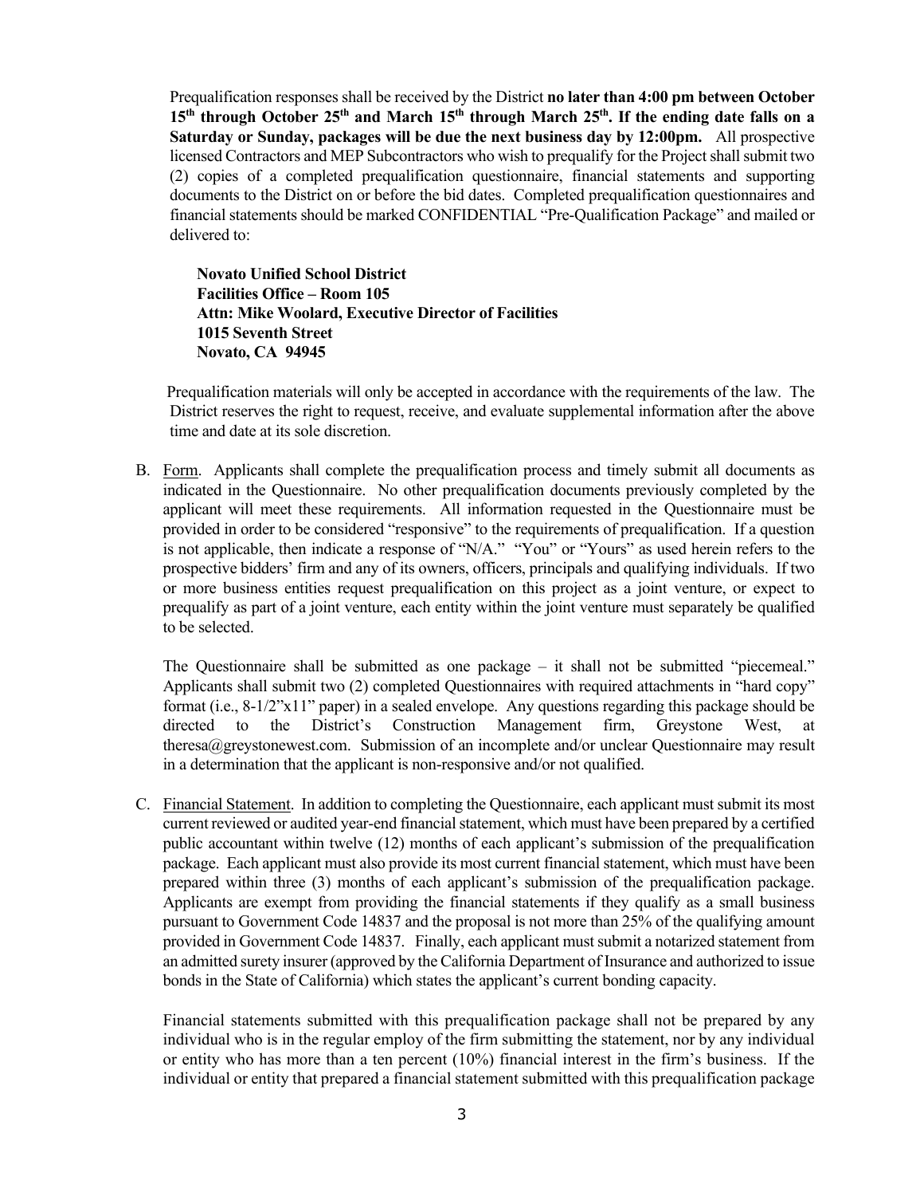Prequalification responses shall be received by the District **no later than 4:00 pm between October 15th through October 25th and March 15th through March 25th. If the ending date falls on a Saturday or Sunday, packages will be due the next business day by 12:00pm.** All prospective licensed Contractors and MEP Subcontractors who wish to prequalify for the Project shall submit two (2) copies of a completed prequalification questionnaire, financial statements and supporting documents to the District on or before the bid dates. Completed prequalification questionnaires and financial statements should be marked CONFIDENTIAL "Pre-Qualification Package" and mailed or delivered to:

**Novato Unified School District**
**Facilities Office – Room 105**
**Attn: Mike Woolard, Executive Director of Facilities**
**1015 Seventh Street**
**Novato, CA 94945**

Prequalification materials will only be accepted in accordance with the requirements of the law. The District reserves the right to request, receive, and evaluate supplemental information after the above time and date at its sole discretion.

B. Form. Applicants shall complete the prequalification process and timely submit all documents as indicated in the Questionnaire. No other prequalification documents previously completed by the applicant will meet these requirements. All information requested in the Questionnaire must be provided in order to be considered "responsive" to the requirements of prequalification. If a question is not applicable, then indicate a response of "N/A." "You" or "Yours" as used herein refers to the prospective bidders' firm and any of its owners, officers, principals and qualifying individuals. If two or more business entities request prequalification on this project as a joint venture, or expect to prequalify as part of a joint venture, each entity within the joint venture must separately be qualified to be selected.

The Questionnaire shall be submitted as one package – it shall not be submitted "piecemeal." Applicants shall submit two (2) completed Questionnaires with required attachments in "hard copy" format (i.e., 8-1/2"x11" paper) in a sealed envelope. Any questions regarding this package should be directed to the District's Construction Management firm, Greystone West, at theresa@greystonewest.com. Submission of an incomplete and/or unclear Questionnaire may result in a determination that the applicant is non-responsive and/or not qualified.

C. Financial Statement. In addition to completing the Questionnaire, each applicant must submit its most current reviewed or audited year-end financial statement, which must have been prepared by a certified public accountant within twelve (12) months of each applicant's submission of the prequalification package. Each applicant must also provide its most current financial statement, which must have been prepared within three (3) months of each applicant's submission of the prequalification package. Applicants are exempt from providing the financial statements if they qualify as a small business pursuant to Government Code 14837 and the proposal is not more than 25% of the qualifying amount provided in Government Code 14837. Finally, each applicant must submit a notarized statement from an admitted surety insurer (approved by the California Department of Insurance and authorized to issue bonds in the State of California) which states the applicant's current bonding capacity.

Financial statements submitted with this prequalification package shall not be prepared by any individual who is in the regular employ of the firm submitting the statement, nor by any individual or entity who has more than a ten percent (10%) financial interest in the firm's business. If the individual or entity that prepared a financial statement submitted with this prequalification package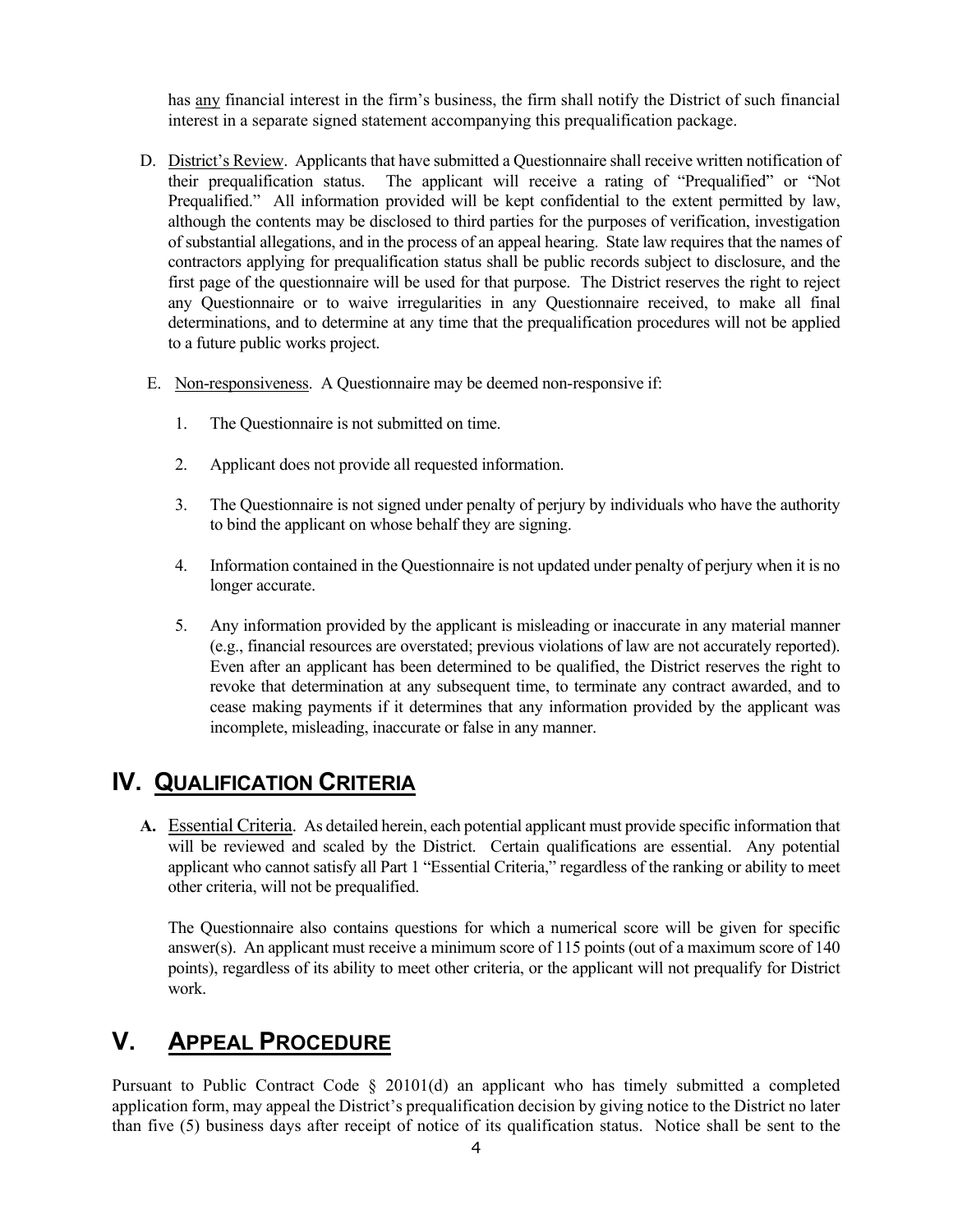has <u>any</u> financial interest in the firm's business, the firm shall notify the District of such financial interest in a separate signed statement accompanying this prequalification package.

D. <u>District's Review</u>. Applicants that have submitted a Questionnaire shall receive written notification of their prequalification status. The applicant will receive a rating of "Prequalified" or "Not Prequalified." All information provided will be kept confidential to the extent permitted by law, although the contents may be disclosed to third parties for the purposes of verification, investigation of substantial allegations, and in the process of an appeal hearing. State law requires that the names of contractors applying for prequalification status shall be public records subject to disclosure, and the first page of the questionnaire will be used for that purpose. The District reserves the right to reject any Questionnaire or to waive irregularities in any Questionnaire received, to make all final determinations, and to determine at any time that the prequalification procedures will not be applied to a future public works project.

E. <u>Non-responsiveness</u>. A Questionnaire may be deemed non-responsive if:

1. The Questionnaire is not submitted on time.

2. Applicant does not provide all requested information.

3. The Questionnaire is not signed under penalty of perjury by individuals who have the authority to bind the applicant on whose behalf they are signing.

4. Information contained in the Questionnaire is not updated under penalty of perjury when it is no longer accurate.

5. Any information provided by the applicant is misleading or inaccurate in any material manner (e.g., financial resources are overstated; previous violations of law are not accurately reported). Even after an applicant has been determined to be qualified, the District reserves the right to revoke that determination at any subsequent time, to terminate any contract awarded, and to cease making payments if it determines that any information provided by the applicant was incomplete, misleading, inaccurate or false in any manner.

# IV. <u>QUALIFICATION CRITERIA</u>

**A.** <u>Essential Criteria</u>. As detailed herein, each potential applicant must provide specific information that will be reviewed and scaled by the District. Certain qualifications are essential. Any potential applicant who cannot satisfy all Part 1 "Essential Criteria," regardless of the ranking or ability to meet other criteria, will not be prequalified.

The Questionnaire also contains questions for which a numerical score will be given for specific answer(s). An applicant must receive a minimum score of 115 points (out of a maximum score of 140 points), regardless of its ability to meet other criteria, or the applicant will not prequalify for District work.

# V. <u>APPEAL PROCEDURE</u>

Pursuant to Public Contract Code § 20101(d) an applicant who has timely submitted a completed application form, may appeal the District's prequalification decision by giving notice to the District no later than five (5) business days after receipt of notice of its qualification status. Notice shall be sent to the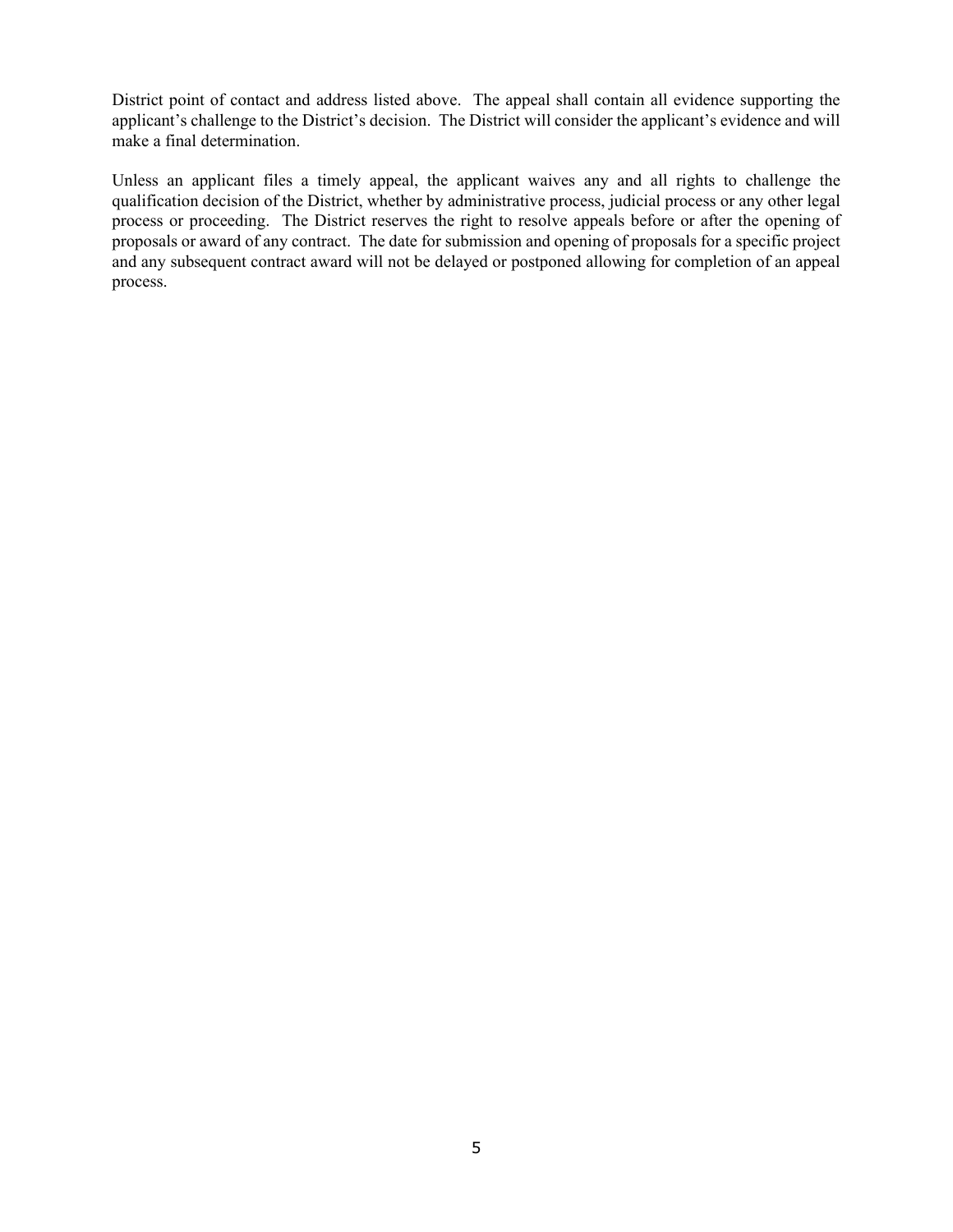District point of contact and address listed above. The appeal shall contain all evidence supporting the applicant's challenge to the District's decision. The District will consider the applicant's evidence and will make a final determination.

Unless an applicant files a timely appeal, the applicant waives any and all rights to challenge the qualification decision of the District, whether by administrative process, judicial process or any other legal process or proceeding. The District reserves the right to resolve appeals before or after the opening of proposals or award of any contract. The date for submission and opening of proposals for a specific project and any subsequent contract award will not be delayed or postponed allowing for completion of an appeal process.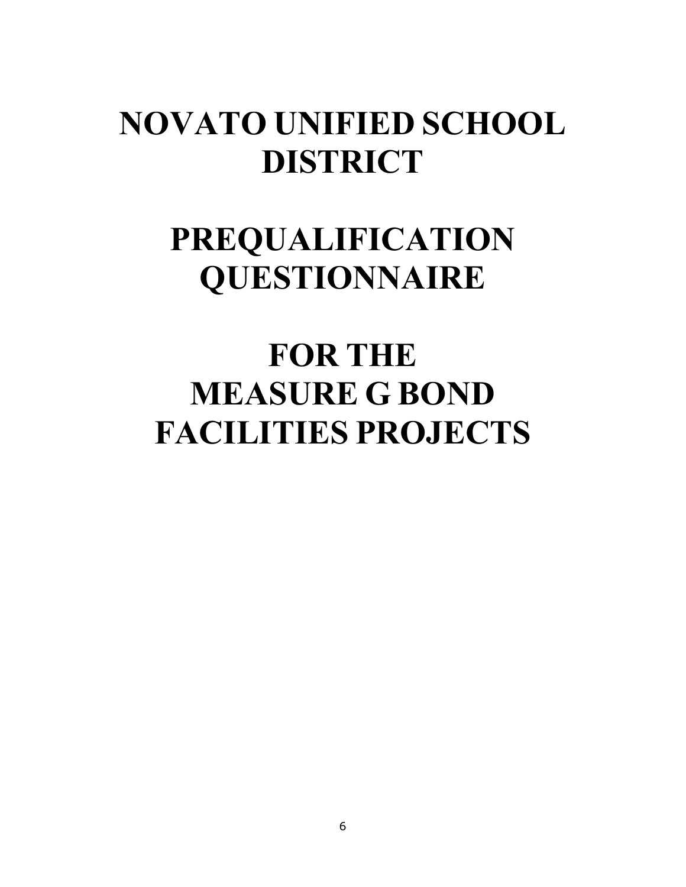# NOVATO UNIFIED SCHOOL DISTRICT

# PREQUALIFICATION QUESTIONNAIRE

# FOR THE MEASURE G BOND FACILITIES PROJECTS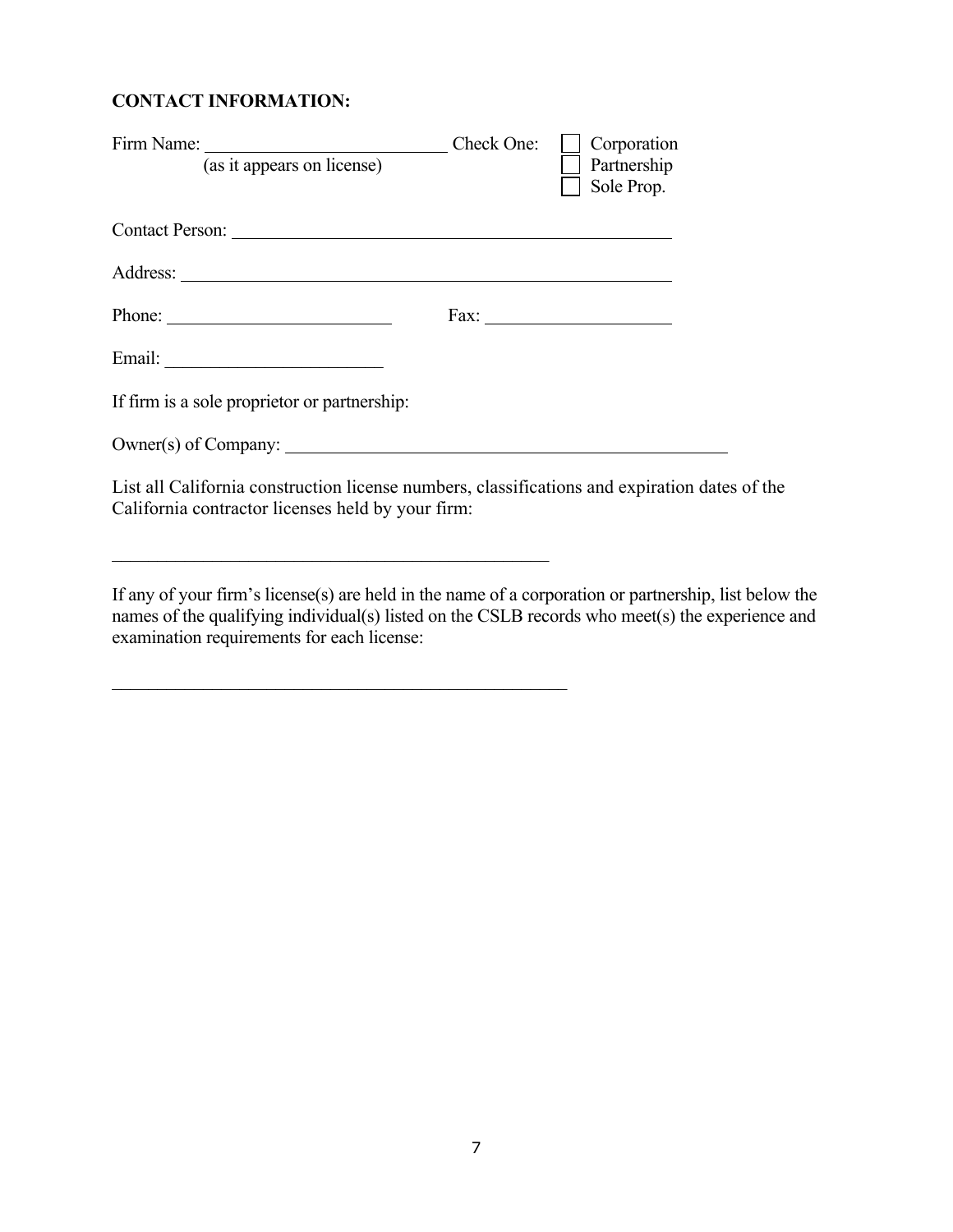**CONTACT INFORMATION:**

Firm Name: ___________________________ Check One: ☐ Corporation
(as it appears on license) ☐ Partnership
☐ Sole Prop.

Contact Person: ________________________________________________

Address: ______________________________________________________

Phone: _________________________ Fax: ____________________

Email: ________________________

If firm is a sole proprietor or partnership:

Owner(s) of Company: __________________________________________________

List all California construction license numbers, classifications and expiration dates of the California contractor licenses held by your firm:

__________________________________________________

If any of your firm's license(s) are held in the name of a corporation or partnership, list below the names of the qualifying individual(s) listed on the CSLB records who meet(s) the experience and examination requirements for each license:

____________________________________________________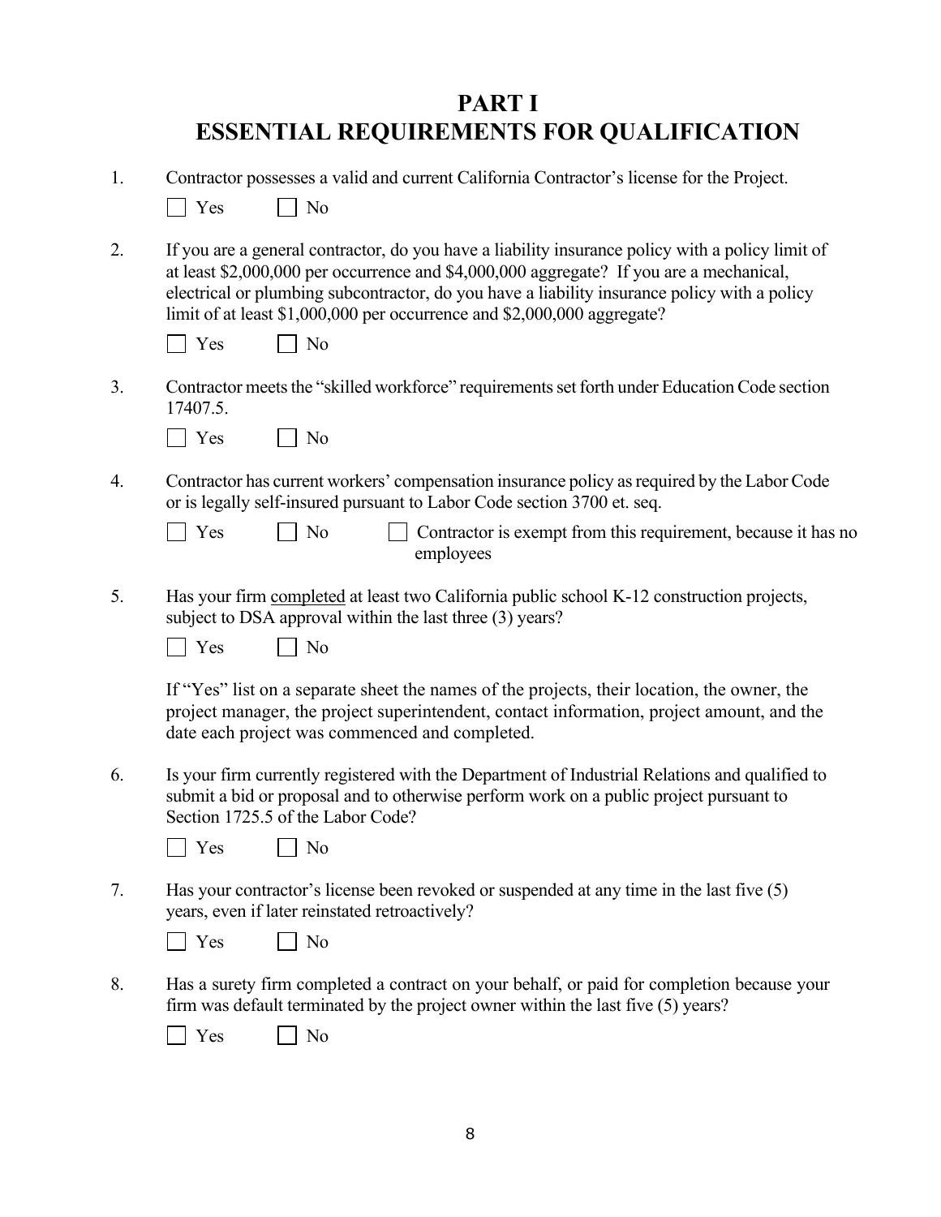# PART I
# ESSENTIAL REQUIREMENTS FOR QUALIFICATION

1. Contractor possesses a valid and current California Contractor's license for the Project.

   ☐ Yes  ☐ No

2. If you are a general contractor, do you have a liability insurance policy with a policy limit of at least $2,000,000 per occurrence and $4,000,000 aggregate? If you are a mechanical, electrical or plumbing subcontractor, do you have a liability insurance policy with a policy limit of at least $1,000,000 per occurrence and $2,000,000 aggregate?

   ☐ Yes  ☐ No

3. Contractor meets the "skilled workforce" requirements set forth under Education Code section 17407.5.

   ☐ Yes  ☐ No

4. Contractor has current workers' compensation insurance policy as required by the Labor Code or is legally self-insured pursuant to Labor Code section 3700 et. seq.

   ☐ Yes  ☐ No  ☐ Contractor is exempt from this requirement, because it has no employees

5. Has your firm <u>completed</u> at least two California public school K-12 construction projects, subject to DSA approval within the last three (3) years?

   ☐ Yes  ☐ No

   If "Yes" list on a separate sheet the names of the projects, their location, the owner, the project manager, the project superintendent, contact information, project amount, and the date each project was commenced and completed.

6. Is your firm currently registered with the Department of Industrial Relations and qualified to submit a bid or proposal and to otherwise perform work on a public project pursuant to Section 1725.5 of the Labor Code?

   ☐ Yes  ☐ No

7. Has your contractor's license been revoked or suspended at any time in the last five (5) years, even if later reinstated retroactively?

   ☐ Yes  ☐ No

8. Has a surety firm completed a contract on your behalf, or paid for completion because your firm was default terminated by the project owner within the last five (5) years?

   ☐ Yes  ☐ No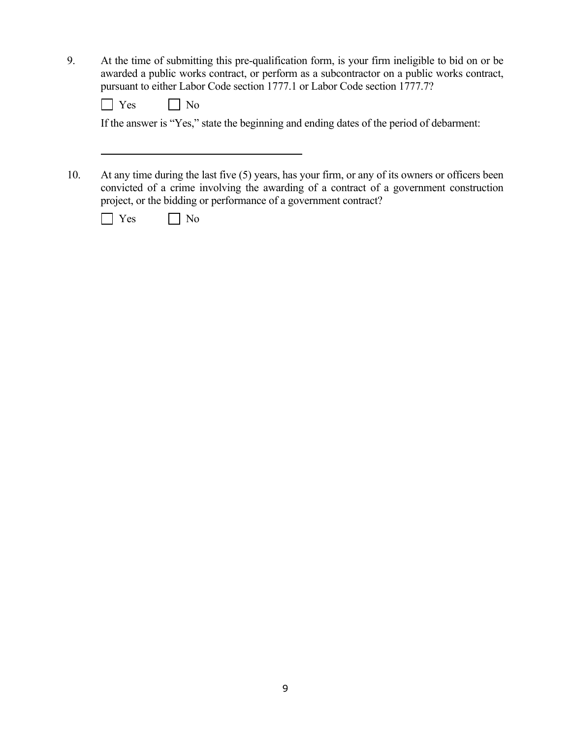9. At the time of submitting this pre-qualification form, is your firm ineligible to bid on or be awarded a public works contract, or perform as a subcontractor on a public works contract, pursuant to either Labor Code section 1777.1 or Labor Code section 1777.7?

   ☐ Yes ☐ No

   If the answer is "Yes," state the beginning and ending dates of the period of debarment:

   \_\_\_\_\_\_\_\_\_\_\_\_\_\_\_\_\_\_\_\_\_\_\_\_\_\_\_\_\_\_\_\_\_\_\_\_\_\_\_\_

10. At any time during the last five (5) years, has your firm, or any of its owners or officers been convicted of a crime involving the awarding of a contract of a government construction project, or the bidding or performance of a government contract?

    ☐ Yes ☐ No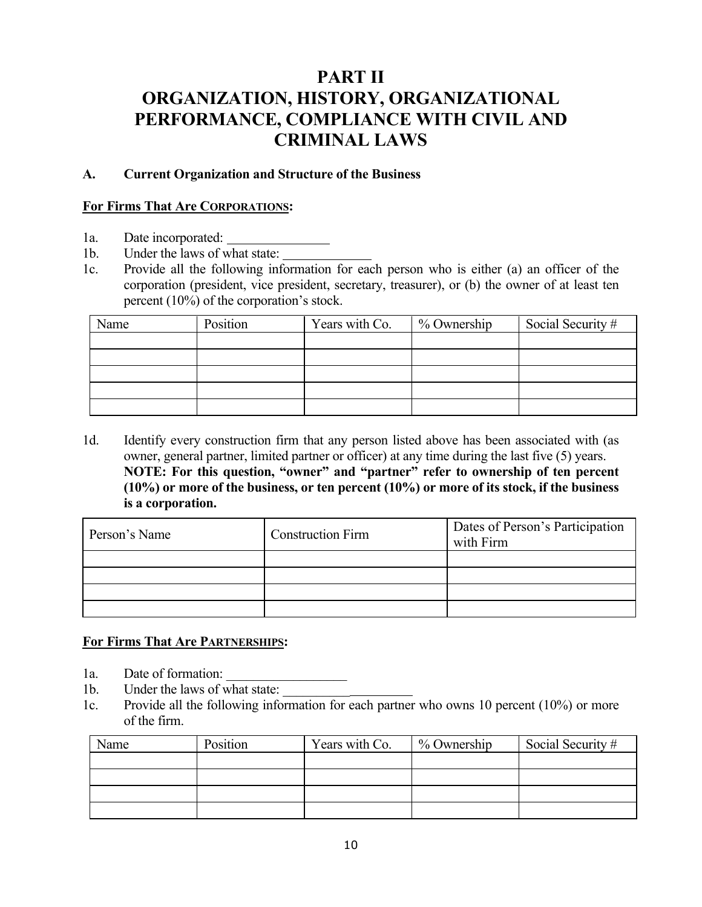# PART II
# ORGANIZATION, HISTORY, ORGANIZATIONAL PERFORMANCE, COMPLIANCE WITH CIVIL AND CRIMINAL LAWS

**A. Current Organization and Structure of the Business**

**For Firms That Are CORPORATIONS:**

1a. Date incorporated: _______________

1b. Under the laws of what state: _____________

1c. Provide all the following information for each person who is either (a) an officer of the corporation (president, vice president, secretary, treasurer), or (b) the owner of at least ten percent (10%) of the corporation's stock.

| Name | Position | Years with Co. | % Ownership | Social Security # |
|---|---|---|---|---|
| | | | | |
| | | | | |
| | | | | |
| | | | | |
| | | | | |

1d. Identify every construction firm that any person listed above has been associated with (as owner, general partner, limited partner or officer) at any time during the last five (5) years. **NOTE: For this question, "owner" and "partner" refer to ownership of ten percent (10%) or more of the business, or ten percent (10%) or more of its stock, if the business is a corporation.**

| Person's Name | Construction Firm | Dates of Person's Participation with Firm |
|---|---|---|
| | | |
| | | |
| | | |
| | | |

**For Firms That Are PARTNERSHIPS:**

1a. Date of formation: _________________

1b. Under the laws of what state: ___________________

1c. Provide all the following information for each partner who owns 10 percent (10%) or more of the firm.

| Name | Position | Years with Co. | % Ownership | Social Security # |
|---|---|---|---|---|
| | | | | |
| | | | | |
| | | | | |
| | | | | |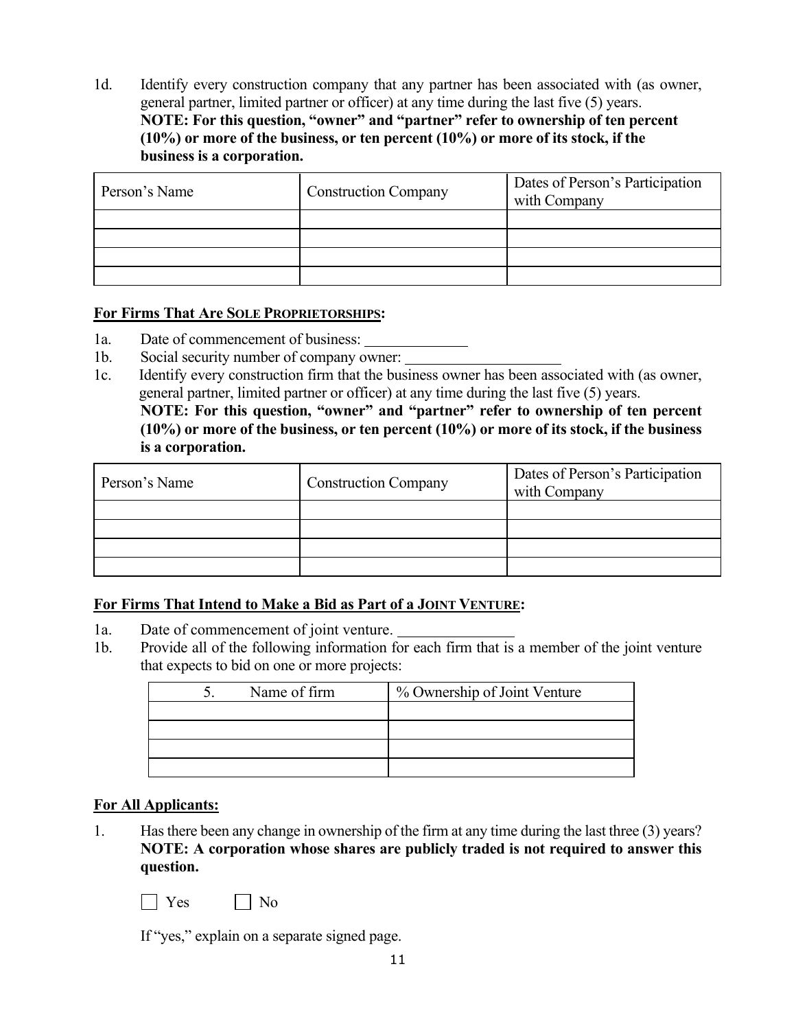1d. Identify every construction company that any partner has been associated with (as owner, general partner, limited partner or officer) at any time during the last five (5) years.
**NOTE: For this question, "owner" and "partner" refer to ownership of ten percent (10%) or more of the business, or ten percent (10%) or more of its stock, if the business is a corporation.**

| Person's Name | Construction Company | Dates of Person's Participation with Company |
|---|---|---|
| | | |
| | | |
| | | |
| | | |

**For Firms That Are SOLE PROPRIETORSHIPS:**

1a. Date of commencement of business: \_\_\_\_\_\_\_\_\_\_\_\_\_

1b. Social security number of company owner: \_\_\_\_\_\_\_\_\_\_\_\_\_\_\_\_\_\_\_\_

1c. Identify every construction firm that the business owner has been associated with (as owner, general partner, limited partner or officer) at any time during the last five (5) years.
**NOTE: For this question, "owner" and "partner" refer to ownership of ten percent (10%) or more of the business, or ten percent (10%) or more of its stock, if the business is a corporation.**

| Person's Name | Construction Company | Dates of Person's Participation with Company |
|---|---|---|
| | | |
| | | |
| | | |
| | | |

**For Firms That Intend to Make a Bid as Part of a JOINT VENTURE:**

1a. Date of commencement of joint venture. \_\_\_\_\_\_\_\_\_\_\_\_\_\_\_

1b. Provide all of the following information for each firm that is a member of the joint venture that expects to bid on one or more projects:

| 5. Name of firm | % Ownership of Joint Venture |
|---|---|
| | |
| | |
| | |
| | |

**For All Applicants:**

1. Has there been any change in ownership of the firm at any time during the last three (3) years? **NOTE: A corporation whose shares are publicly traded is not required to answer this question.**

☐ Yes ☐ No

If "yes," explain on a separate signed page.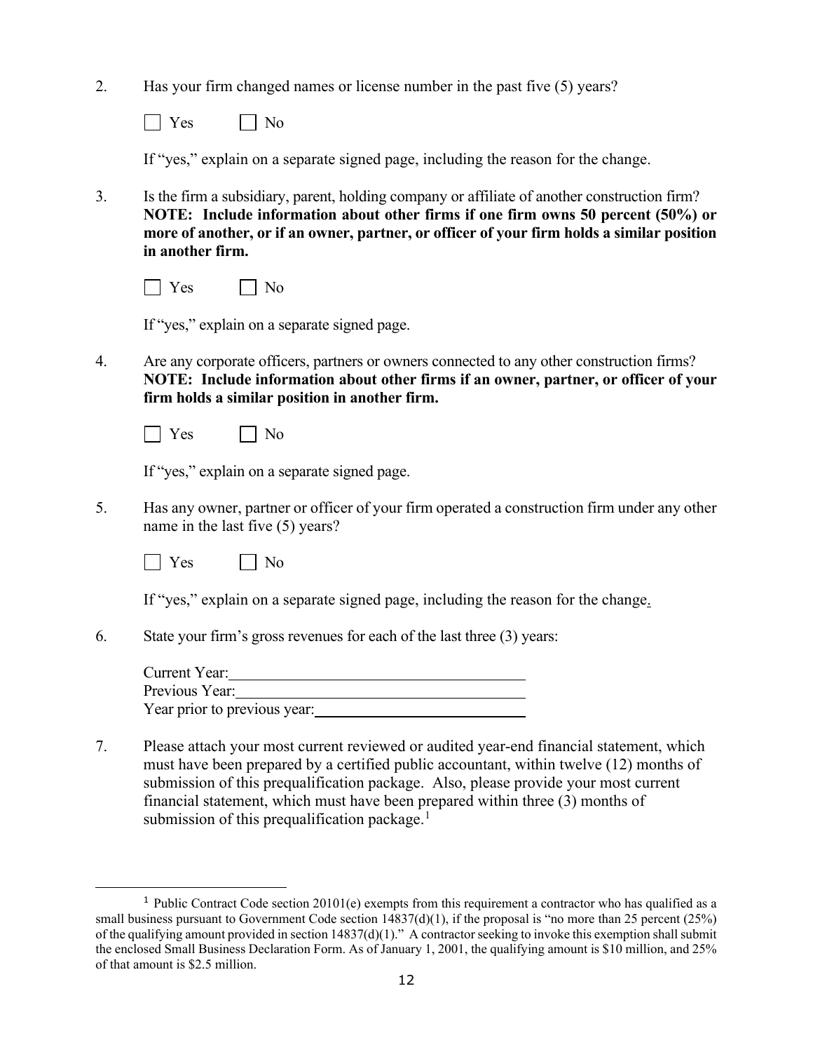2. Has your firm changed names or license number in the past five (5) years?

   ☐ Yes ☐ No

   If "yes," explain on a separate signed page, including the reason for the change.

3. Is the firm a subsidiary, parent, holding company or affiliate of another construction firm? **NOTE: Include information about other firms if one firm owns 50 percent (50%) or more of another, or if an owner, partner, or officer of your firm holds a similar position in another firm.**

   ☐ Yes ☐ No

   If "yes," explain on a separate signed page.

4. Are any corporate officers, partners or owners connected to any other construction firms? **NOTE: Include information about other firms if an owner, partner, or officer of your firm holds a similar position in another firm.**

   ☐ Yes ☐ No

   If "yes," explain on a separate signed page.

5. Has any owner, partner or officer of your firm operated a construction firm under any other name in the last five (5) years?

   ☐ Yes ☐ No

   If "yes," explain on a separate signed page, including the reason for the change.

6. State your firm's gross revenues for each of the last three (3) years:

   Current Year:\_\_\_\_\_\_\_\_\_\_\_\_\_\_\_\_\_\_\_\_\_\_\_\_\_\_\_\_\_\_
   Previous Year:\_\_\_\_\_\_\_\_\_\_\_\_\_\_\_\_\_\_\_\_\_\_\_\_\_\_\_\_\_\_
   Year prior to previous year:\_\_\_\_\_\_\_\_\_\_\_\_\_\_\_\_\_\_\_\_\_\_

7. Please attach your most current reviewed or audited year-end financial statement, which must have been prepared by a certified public accountant, within twelve (12) months of submission of this prequalification package. Also, please provide your most current financial statement, which must have been prepared within three (3) months of submission of this prequalification package.[1]

---

[1] Public Contract Code section 20101(e) exempts from this requirement a contractor who has qualified as a small business pursuant to Government Code section 14837(d)(1), if the proposal is "no more than 25 percent (25%) of the qualifying amount provided in section 14837(d)(1)." A contractor seeking to invoke this exemption shall submit the enclosed Small Business Declaration Form. As of January 1, 2001, the qualifying amount is $10 million, and 25% of that amount is $2.5 million.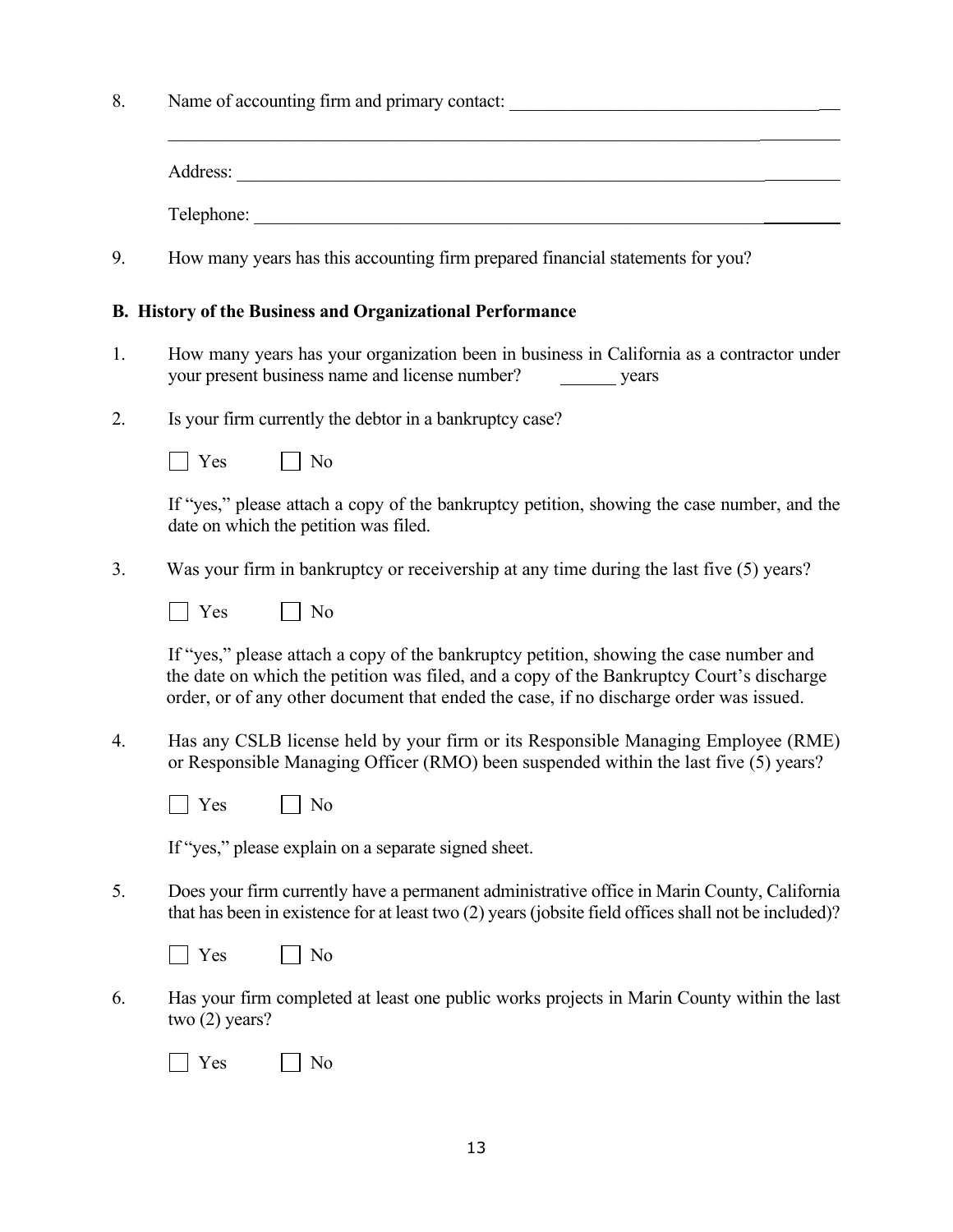8. Name of accounting firm and primary contact: ____________________________________

   ______________________________________________________________________________

   Address: ______________________________________________________________________

   Telephone: ____________________________________________________________________

9. How many years has this accounting firm prepared financial statements for you?

**B. History of the Business and Organizational Performance**

1. How many years has your organization been in business in California as a contractor under your present business name and license number? _______ years

2. Is your firm currently the debtor in a bankruptcy case?

   ☐ Yes ☐ No

   If "yes," please attach a copy of the bankruptcy petition, showing the case number, and the date on which the petition was filed.

3. Was your firm in bankruptcy or receivership at any time during the last five (5) years?

   ☐ Yes ☐ No

   If "yes," please attach a copy of the bankruptcy petition, showing the case number and the date on which the petition was filed, and a copy of the Bankruptcy Court's discharge order, or of any other document that ended the case, if no discharge order was issued.

4. Has any CSLB license held by your firm or its Responsible Managing Employee (RME) or Responsible Managing Officer (RMO) been suspended within the last five (5) years?

   ☐ Yes ☐ No

   If "yes," please explain on a separate signed sheet.

5. Does your firm currently have a permanent administrative office in Marin County, California that has been in existence for at least two (2) years (jobsite field offices shall not be included)?

   ☐ Yes ☐ No

6. Has your firm completed at least one public works projects in Marin County within the last two (2) years?

   ☐ Yes ☐ No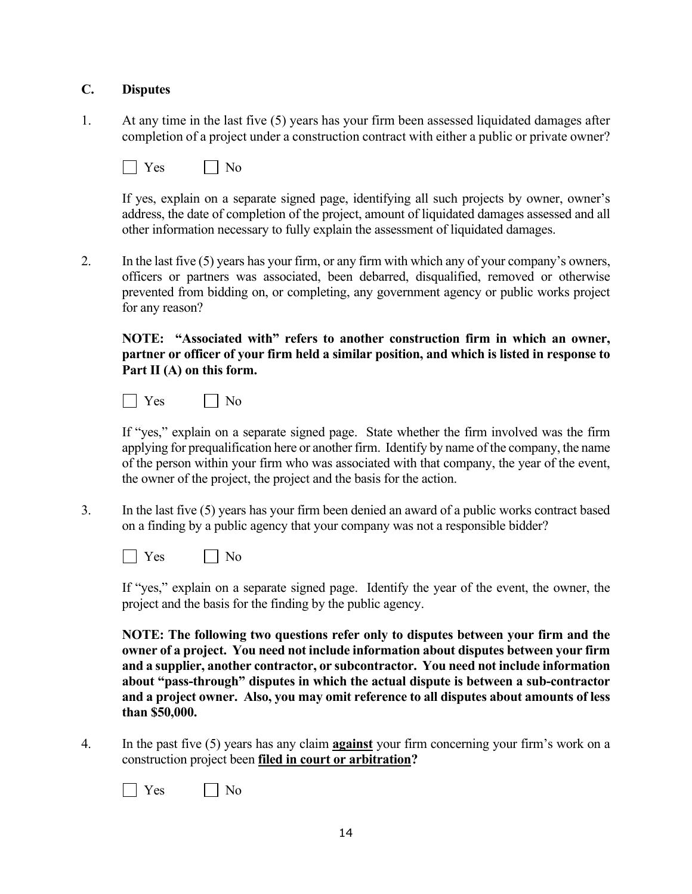### C. Disputes

1. At any time in the last five (5) years has your firm been assessed liquidated damages after completion of a project under a construction contract with either a public or private owner?

   ☐ Yes ☐ No

   If yes, explain on a separate signed page, identifying all such projects by owner, owner's address, the date of completion of the project, amount of liquidated damages assessed and all other information necessary to fully explain the assessment of liquidated damages.

2. In the last five (5) years has your firm, or any firm with which any of your company's owners, officers or partners was associated, been debarred, disqualified, removed or otherwise prevented from bidding on, or completing, any government agency or public works project for any reason?

   **NOTE: "Associated with" refers to another construction firm in which an owner, partner or officer of your firm held a similar position, and which is listed in response to Part II (A) on this form.**

   ☐ Yes ☐ No

   If "yes," explain on a separate signed page. State whether the firm involved was the firm applying for prequalification here or another firm. Identify by name of the company, the name of the person within your firm who was associated with that company, the year of the event, the owner of the project, the project and the basis for the action.

3. In the last five (5) years has your firm been denied an award of a public works contract based on a finding by a public agency that your company was not a responsible bidder?

   ☐ Yes ☐ No

   If "yes," explain on a separate signed page. Identify the year of the event, the owner, the project and the basis for the finding by the public agency.

   **NOTE: The following two questions refer only to disputes between your firm and the owner of a project. You need not include information about disputes between your firm and a supplier, another contractor, or subcontractor. You need not include information about "pass-through" disputes in which the actual dispute is between a sub-contractor and a project owner. Also, you may omit reference to all disputes about amounts of less than $50,000.**

4. In the past five (5) years has any claim **<u>against</u>** your firm concerning your firm's work on a construction project been **<u>filed in court or arbitration</u>?**

   ☐ Yes ☐ No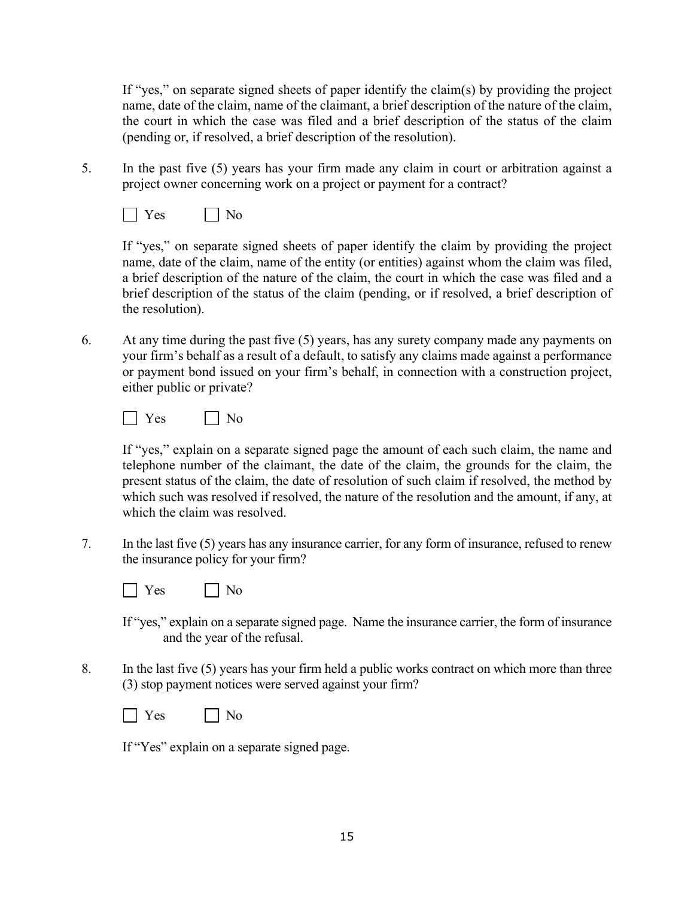If "yes," on separate signed sheets of paper identify the claim(s) by providing the project name, date of the claim, name of the claimant, a brief description of the nature of the claim, the court in which the case was filed and a brief description of the status of the claim (pending or, if resolved, a brief description of the resolution).

5. In the past five (5) years has your firm made any claim in court or arbitration against a project owner concerning work on a project or payment for a contract?

☐ Yes ☐ No

If "yes," on separate signed sheets of paper identify the claim by providing the project name, date of the claim, name of the entity (or entities) against whom the claim was filed, a brief description of the nature of the claim, the court in which the case was filed and a brief description of the status of the claim (pending, or if resolved, a brief description of the resolution).

6. At any time during the past five (5) years, has any surety company made any payments on your firm's behalf as a result of a default, to satisfy any claims made against a performance or payment bond issued on your firm's behalf, in connection with a construction project, either public or private?

☐ Yes ☐ No

If "yes," explain on a separate signed page the amount of each such claim, the name and telephone number of the claimant, the date of the claim, the grounds for the claim, the present status of the claim, the date of resolution of such claim if resolved, the method by which such was resolved if resolved, the nature of the resolution and the amount, if any, at which the claim was resolved.

7. In the last five (5) years has any insurance carrier, for any form of insurance, refused to renew the insurance policy for your firm?

☐ Yes ☐ No

If "yes," explain on a separate signed page. Name the insurance carrier, the form of insurance and the year of the refusal.

8. In the last five (5) years has your firm held a public works contract on which more than three (3) stop payment notices were served against your firm?

☐ Yes ☐ No

If "Yes" explain on a separate signed page.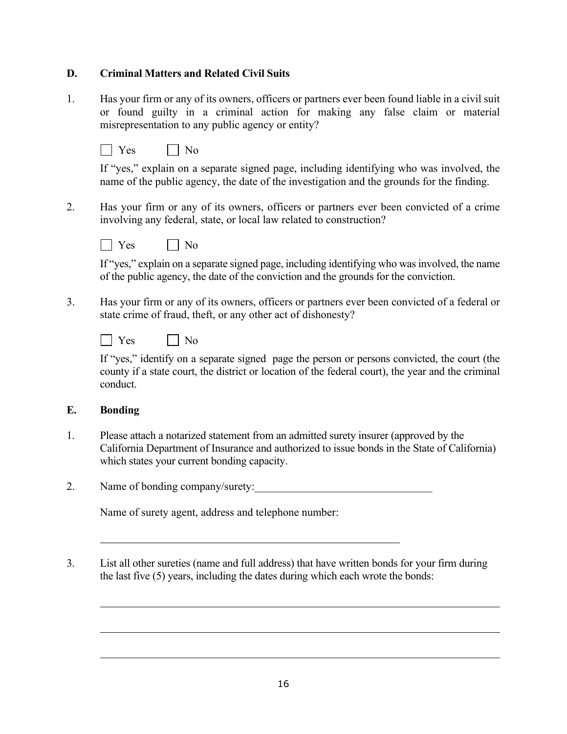## D. Criminal Matters and Related Civil Suits

1. Has your firm or any of its owners, officers or partners ever been found liable in a civil suit or found guilty in a criminal action for making any false claim or material misrepresentation to any public agency or entity?

   ☐ Yes ☐ No

   If "yes," explain on a separate signed page, including identifying who was involved, the name of the public agency, the date of the investigation and the grounds for the finding.

2. Has your firm or any of its owners, officers or partners ever been convicted of a crime involving any federal, state, or local law related to construction?

   ☐ Yes ☐ No

   If "yes," explain on a separate signed page, including identifying who was involved, the name of the public agency, the date of the conviction and the grounds for the conviction.

3. Has your firm or any of its owners, officers or partners ever been convicted of a federal or state crime of fraud, theft, or any other act of dishonesty?

   ☐ Yes ☐ No

   If "yes," identify on a separate signed page the person or persons convicted, the court (the county if a state court, the district or location of the federal court), the year and the criminal conduct.

## E. Bonding

1. Please attach a notarized statement from an admitted surety insurer (approved by the California Department of Insurance and authorized to issue bonds in the State of California) which states your current bonding capacity.

2. Name of bonding company/surety:\_\_\_\_\_\_\_\_\_\_\_\_\_\_\_\_\_\_\_\_\_\_\_\_\_\_\_\_\_\_\_\_

   Name of surety agent, address and telephone number:

   \_\_\_\_\_\_\_\_\_\_\_\_\_\_\_\_\_\_\_\_\_\_\_\_\_\_\_\_\_\_\_\_\_\_\_\_\_\_\_\_\_\_\_\_\_\_\_\_\_\_\_\_\_\_

3. List all other sureties (name and full address) that have written bonds for your firm during the last five (5) years, including the dates during which each wrote the bonds:

   \_\_\_\_\_\_\_\_\_\_\_\_\_\_\_\_\_\_\_\_\_\_\_\_\_\_\_\_\_\_\_\_\_\_\_\_\_\_\_\_\_\_\_\_\_\_\_\_\_\_\_\_\_\_\_\_\_\_\_\_\_\_\_\_\_\_\_\_\_\_

   \_\_\_\_\_\_\_\_\_\_\_\_\_\_\_\_\_\_\_\_\_\_\_\_\_\_\_\_\_\_\_\_\_\_\_\_\_\_\_\_\_\_\_\_\_\_\_\_\_\_\_\_\_\_\_\_\_\_\_\_\_\_\_\_\_\_\_\_\_\_

   \_\_\_\_\_\_\_\_\_\_\_\_\_\_\_\_\_\_\_\_\_\_\_\_\_\_\_\_\_\_\_\_\_\_\_\_\_\_\_\_\_\_\_\_\_\_\_\_\_\_\_\_\_\_\_\_\_\_\_\_\_\_\_\_\_\_\_\_\_\_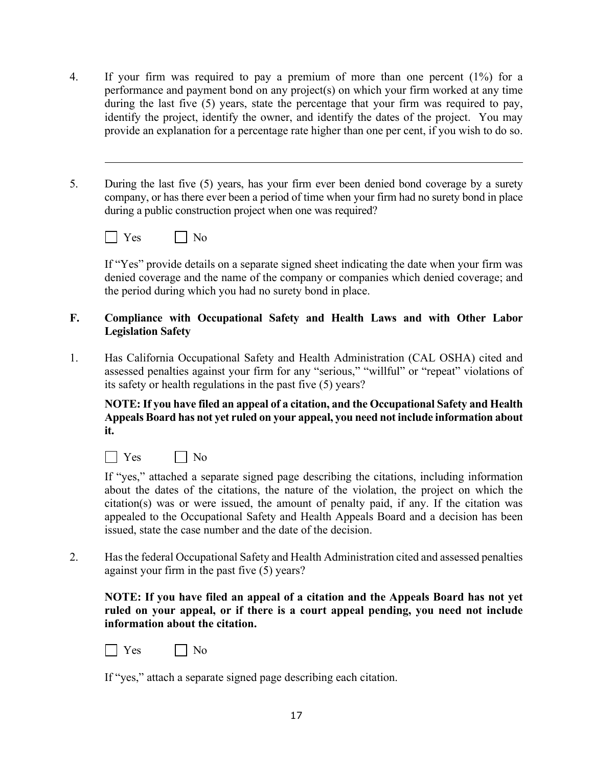4. If your firm was required to pay a premium of more than one percent (1%) for a performance and payment bond on any project(s) on which your firm worked at any time during the last five (5) years, state the percentage that your firm was required to pay, identify the project, identify the owner, and identify the dates of the project. You may provide an explanation for a percentage rate higher than one per cent, if you wish to do so.

\_\_\_\_\_\_\_\_\_\_\_\_\_\_\_\_\_\_\_\_\_\_\_\_\_\_\_\_\_\_\_\_\_\_\_\_\_\_\_\_\_\_\_\_\_\_\_\_\_\_\_\_\_\_\_\_\_\_\_\_\_\_\_\_\_\_\_\_\_\_

5. During the last five (5) years, has your firm ever been denied bond coverage by a surety company, or has there ever been a period of time when your firm had no surety bond in place during a public construction project when one was required?

☐ Yes ☐ No

If "Yes" provide details on a separate signed sheet indicating the date when your firm was denied coverage and the name of the company or companies which denied coverage; and the period during which you had no surety bond in place.

**F. Compliance with Occupational Safety and Health Laws and with Other Labor Legislation Safety**

1. Has California Occupational Safety and Health Administration (CAL OSHA) cited and assessed penalties against your firm for any "serious," "willful" or "repeat" violations of its safety or health regulations in the past five (5) years?

**NOTE: If you have filed an appeal of a citation, and the Occupational Safety and Health Appeals Board has not yet ruled on your appeal, you need not include information about it.**

☐ Yes ☐ No

If "yes," attached a separate signed page describing the citations, including information about the dates of the citations, the nature of the violation, the project on which the citation(s) was or were issued, the amount of penalty paid, if any. If the citation was appealed to the Occupational Safety and Health Appeals Board and a decision has been issued, state the case number and the date of the decision.

2. Has the federal Occupational Safety and Health Administration cited and assessed penalties against your firm in the past five (5) years?

**NOTE: If you have filed an appeal of a citation and the Appeals Board has not yet ruled on your appeal, or if there is a court appeal pending, you need not include information about the citation.**

☐ Yes ☐ No

If "yes," attach a separate signed page describing each citation.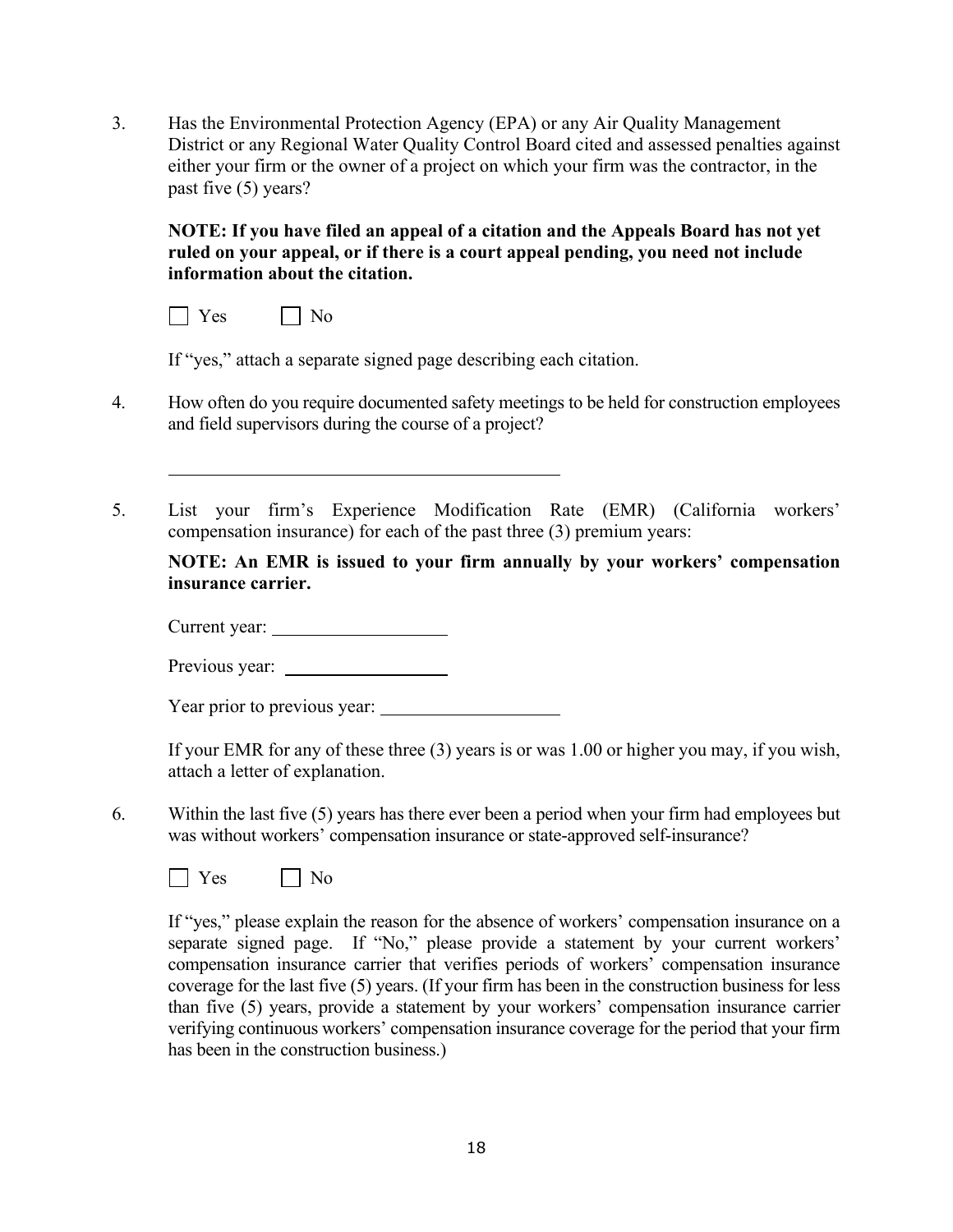3. Has the Environmental Protection Agency (EPA) or any Air Quality Management District or any Regional Water Quality Control Board cited and assessed penalties against either your firm or the owner of a project on which your firm was the contractor, in the past five (5) years?

   **NOTE: If you have filed an appeal of a citation and the Appeals Board has not yet ruled on your appeal, or if there is a court appeal pending, you need not include information about the citation.**

   ☐ Yes ☐ No

   If "yes," attach a separate signed page describing each citation.

4. How often do you require documented safety meetings to be held for construction employees and field supervisors during the course of a project?

   ______________________________________________

5. List your firm's Experience Modification Rate (EMR) (California workers' compensation insurance) for each of the past three (3) premium years:

   **NOTE: An EMR is issued to your firm annually by your workers' compensation insurance carrier.**

   Current year: ____________________

   Previous year: ____________________

   Year prior to previous year: ____________________

   If your EMR for any of these three (3) years is or was 1.00 or higher you may, if you wish, attach a letter of explanation.

6. Within the last five (5) years has there ever been a period when your firm had employees but was without workers' compensation insurance or state-approved self-insurance?

   ☐ Yes ☐ No

   If "yes," please explain the reason for the absence of workers' compensation insurance on a separate signed page. If "No," please provide a statement by your current workers' compensation insurance carrier that verifies periods of workers' compensation insurance coverage for the last five (5) years. (If your firm has been in the construction business for less than five (5) years, provide a statement by your workers' compensation insurance carrier verifying continuous workers' compensation insurance coverage for the period that your firm has been in the construction business.)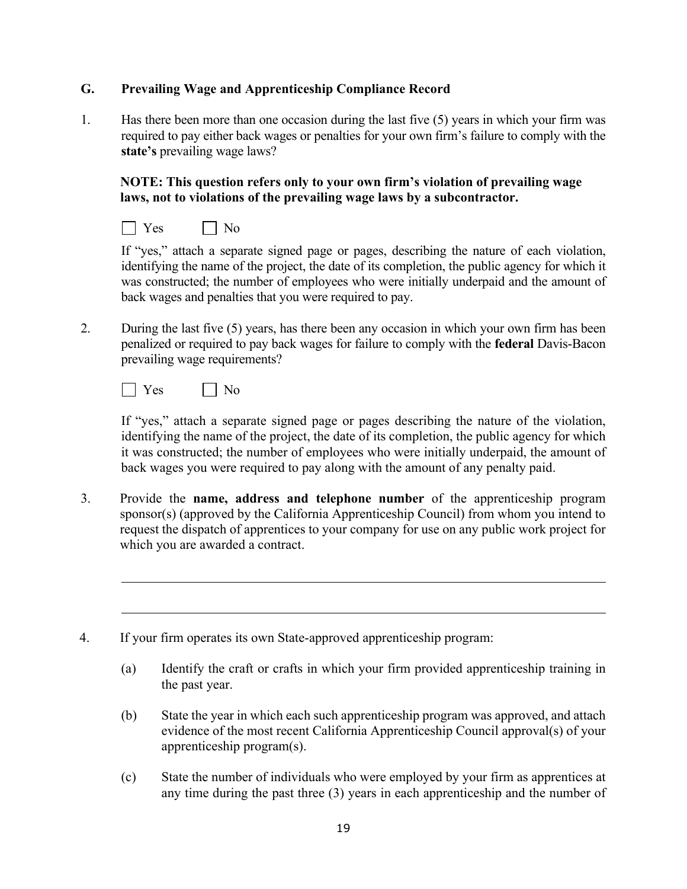## G. Prevailing Wage and Apprenticeship Compliance Record

1. Has there been more than one occasion during the last five (5) years in which your firm was required to pay either back wages or penalties for your own firm's failure to comply with the **state's** prevailing wage laws?

   **NOTE: This question refers only to your own firm's violation of prevailing wage laws, not to violations of the prevailing wage laws by a subcontractor.**

   ☐ Yes ☐ No

   If "yes," attach a separate signed page or pages, describing the nature of each violation, identifying the name of the project, the date of its completion, the public agency for which it was constructed; the number of employees who were initially underpaid and the amount of back wages and penalties that you were required to pay.

2. During the last five (5) years, has there been any occasion in which your own firm has been penalized or required to pay back wages for failure to comply with the **federal** Davis-Bacon prevailing wage requirements?

   ☐ Yes ☐ No

   If "yes," attach a separate signed page or pages describing the nature of the violation, identifying the name of the project, the date of its completion, the public agency for which it was constructed; the number of employees who were initially underpaid, the amount of back wages you were required to pay along with the amount of any penalty paid.

3. Provide the **name, address and telephone number** of the apprenticeship program sponsor(s) (approved by the California Apprenticeship Council) from whom you intend to request the dispatch of apprentices to your company for use on any public work project for which you are awarded a contract.

   \_\_\_\_\_\_\_\_\_\_\_\_\_\_\_\_\_\_\_\_\_\_\_\_\_\_\_\_\_\_\_\_\_\_\_\_\_\_\_\_\_\_\_\_\_\_\_\_\_\_\_\_\_\_\_\_\_\_\_\_

   \_\_\_\_\_\_\_\_\_\_\_\_\_\_\_\_\_\_\_\_\_\_\_\_\_\_\_\_\_\_\_\_\_\_\_\_\_\_\_\_\_\_\_\_\_\_\_\_\_\_\_\_\_\_\_\_\_\_\_\_

4. If your firm operates its own State-approved apprenticeship program:

   (a) Identify the craft or crafts in which your firm provided apprenticeship training in the past year.

   (b) State the year in which each such apprenticeship program was approved, and attach evidence of the most recent California Apprenticeship Council approval(s) of your apprenticeship program(s).

   (c) State the number of individuals who were employed by your firm as apprentices at any time during the past three (3) years in each apprenticeship and the number of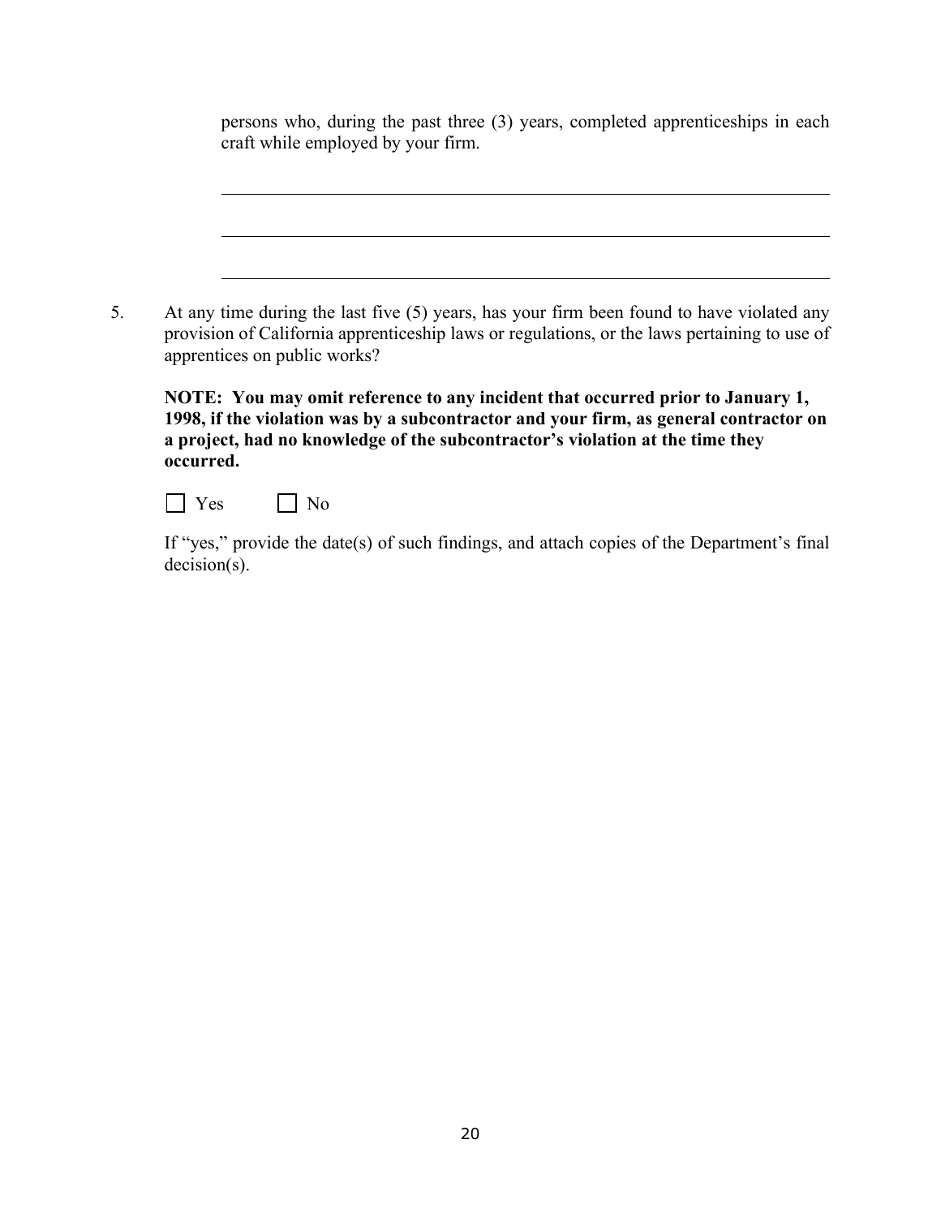persons who, during the past three (3) years, completed apprenticeships in each craft while employed by your firm.

\_\_\_\_\_\_\_\_\_\_\_\_\_\_\_\_\_\_\_\_\_\_\_\_\_\_\_\_\_\_\_\_\_\_\_\_\_\_\_\_\_\_\_\_\_\_\_\_\_\_\_\_\_\_\_\_\_\_\_\_

\_\_\_\_\_\_\_\_\_\_\_\_\_\_\_\_\_\_\_\_\_\_\_\_\_\_\_\_\_\_\_\_\_\_\_\_\_\_\_\_\_\_\_\_\_\_\_\_\_\_\_\_\_\_\_\_\_\_\_\_

\_\_\_\_\_\_\_\_\_\_\_\_\_\_\_\_\_\_\_\_\_\_\_\_\_\_\_\_\_\_\_\_\_\_\_\_\_\_\_\_\_\_\_\_\_\_\_\_\_\_\_\_\_\_\_\_\_\_\_\_

5. At any time during the last five (5) years, has your firm been found to have violated any provision of California apprenticeship laws or regulations, or the laws pertaining to use of apprentices on public works?

   **NOTE: You may omit reference to any incident that occurred prior to January 1, 1998, if the violation was by a subcontractor and your firm, as general contractor on a project, had no knowledge of the subcontractor's violation at the time they occurred.**

   ☐ Yes ☐ No

   If "yes," provide the date(s) of such findings, and attach copies of the Department's final decision(s).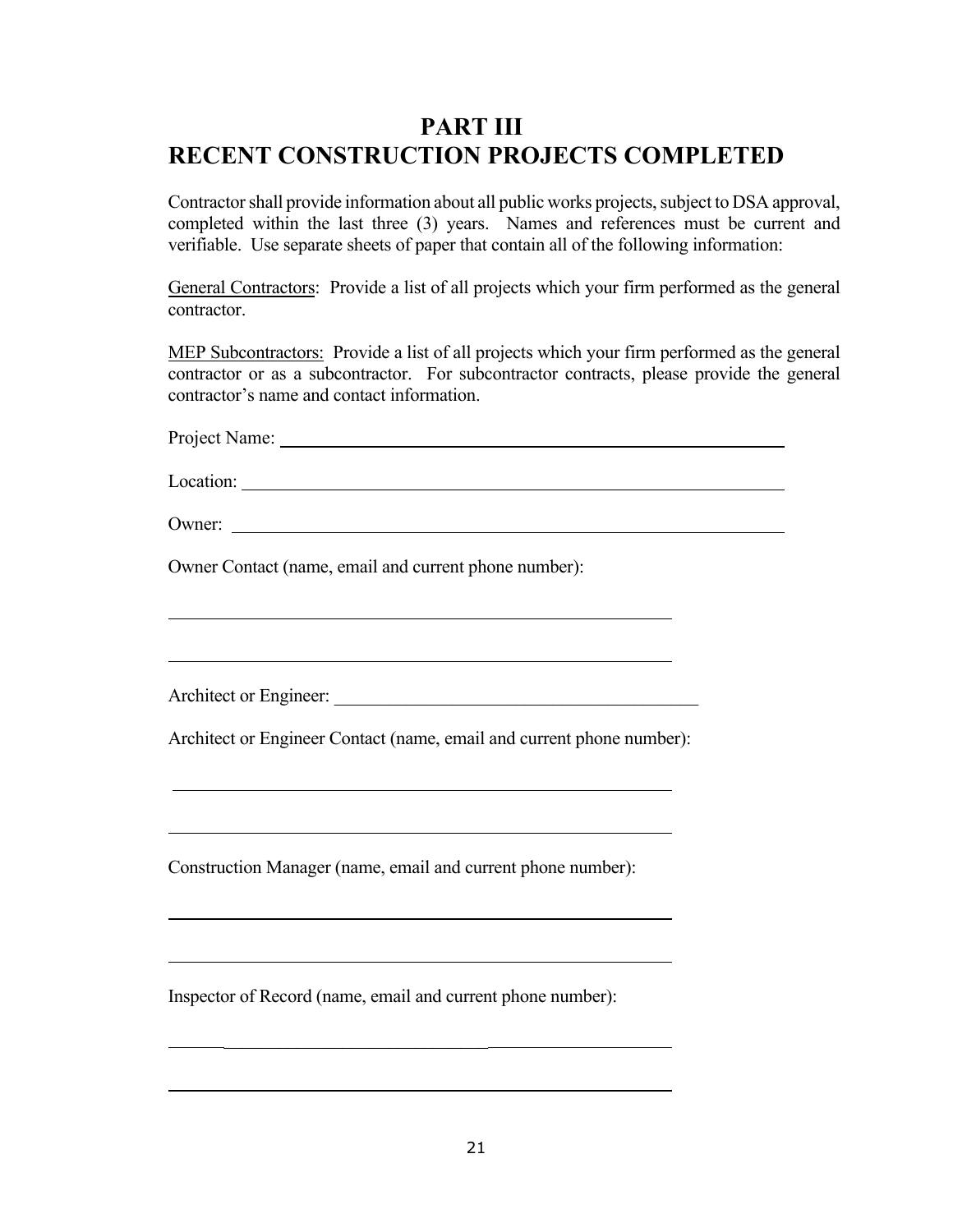# PART III
# RECENT CONSTRUCTION PROJECTS COMPLETED

Contractor shall provide information about all public works projects, subject to DSA approval, completed within the last three (3) years. Names and references must be current and verifiable. Use separate sheets of paper that contain all of the following information:

General Contractors: Provide a list of all projects which your firm performed as the general contractor.

MEP Subcontractors: Provide a list of all projects which your firm performed as the general contractor or as a subcontractor. For subcontractor contracts, please provide the general contractor's name and contact information.

Project Name: ______________________________________________

Location: ______________________________________________

Owner: ______________________________________________

Owner Contact (name, email and current phone number):

______________________________________________

______________________________________________

Architect or Engineer: ______________________________________________

Architect or Engineer Contact (name, email and current phone number):

______________________________________________

______________________________________________

Construction Manager (name, email and current phone number):

______________________________________________

______________________________________________

Inspector of Record (name, email and current phone number):

______________________________________________

______________________________________________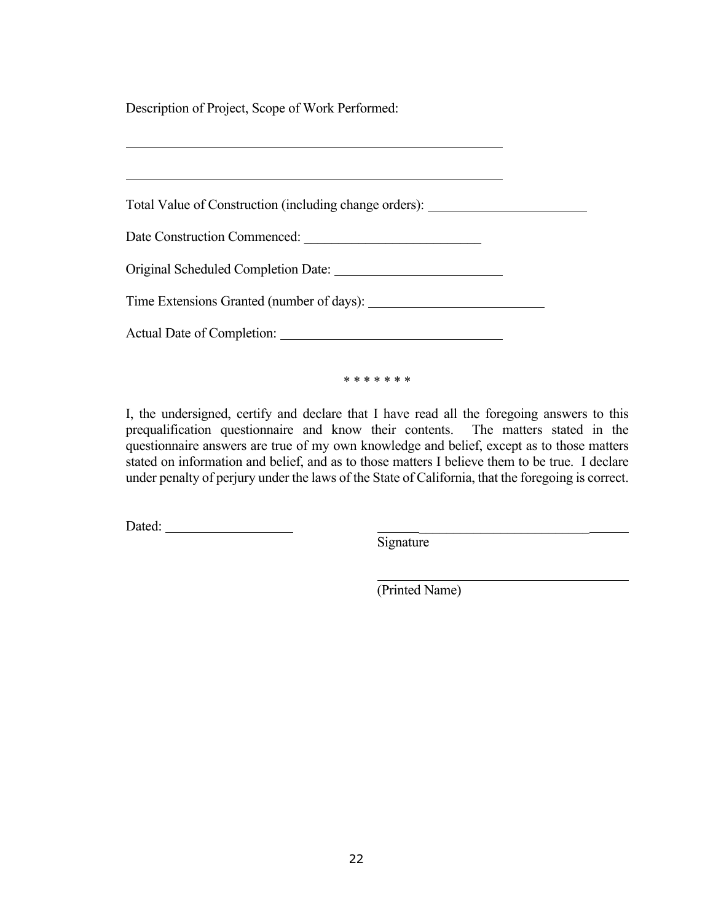Description of Project, Scope of Work Performed:

\_\_\_\_\_\_\_\_\_\_\_\_\_\_\_\_\_\_\_\_\_\_\_\_\_\_\_\_\_\_\_\_\_\_\_\_\_\_\_\_\_\_\_\_\_\_\_\_\_\_\_\_

\_\_\_\_\_\_\_\_\_\_\_\_\_\_\_\_\_\_\_\_\_\_\_\_\_\_\_\_\_\_\_\_\_\_\_\_\_\_\_\_\_\_\_\_\_\_\_\_\_\_\_\_

Total Value of Construction (including change orders): \_\_\_\_\_\_\_\_\_\_\_\_\_\_\_\_\_\_\_\_\_\_

Date Construction Commenced: \_\_\_\_\_\_\_\_\_\_\_\_\_\_\_\_\_\_\_\_\_\_\_\_\_

Original Scheduled Completion Date: \_\_\_\_\_\_\_\_\_\_\_\_\_\_\_\_\_\_\_\_\_\_

Time Extensions Granted (number of days): \_\_\_\_\_\_\_\_\_\_\_\_\_\_\_\_\_\_\_\_\_\_\_

Actual Date of Completion: \_\_\_\_\_\_\_\_\_\_\_\_\_\_\_\_\_\_\_\_\_\_\_\_\_\_\_\_\_

\* \* \* \* \* \* \*

I, the undersigned, certify and declare that I have read all the foregoing answers to this prequalification questionnaire and know their contents. The matters stated in the questionnaire answers are true of my own knowledge and belief, except as to those matters stated on information and belief, and as to those matters I believe them to be true. I declare under penalty of perjury under the laws of the State of California, that the foregoing is correct.

Dated: \_\_\_\_\_\_\_\_\_\_\_\_\_\_\_\_\_\_

\_\_\_\_\_\_\_\_\_\_\_\_\_\_\_\_\_\_\_\_\_\_\_\_\_\_\_\_\_\_\_\_\_\_\_\_
Signature

\_\_\_\_\_\_\_\_\_\_\_\_\_\_\_\_\_\_\_\_\_\_\_\_\_\_\_\_\_\_\_\_\_\_\_\_
(Printed Name)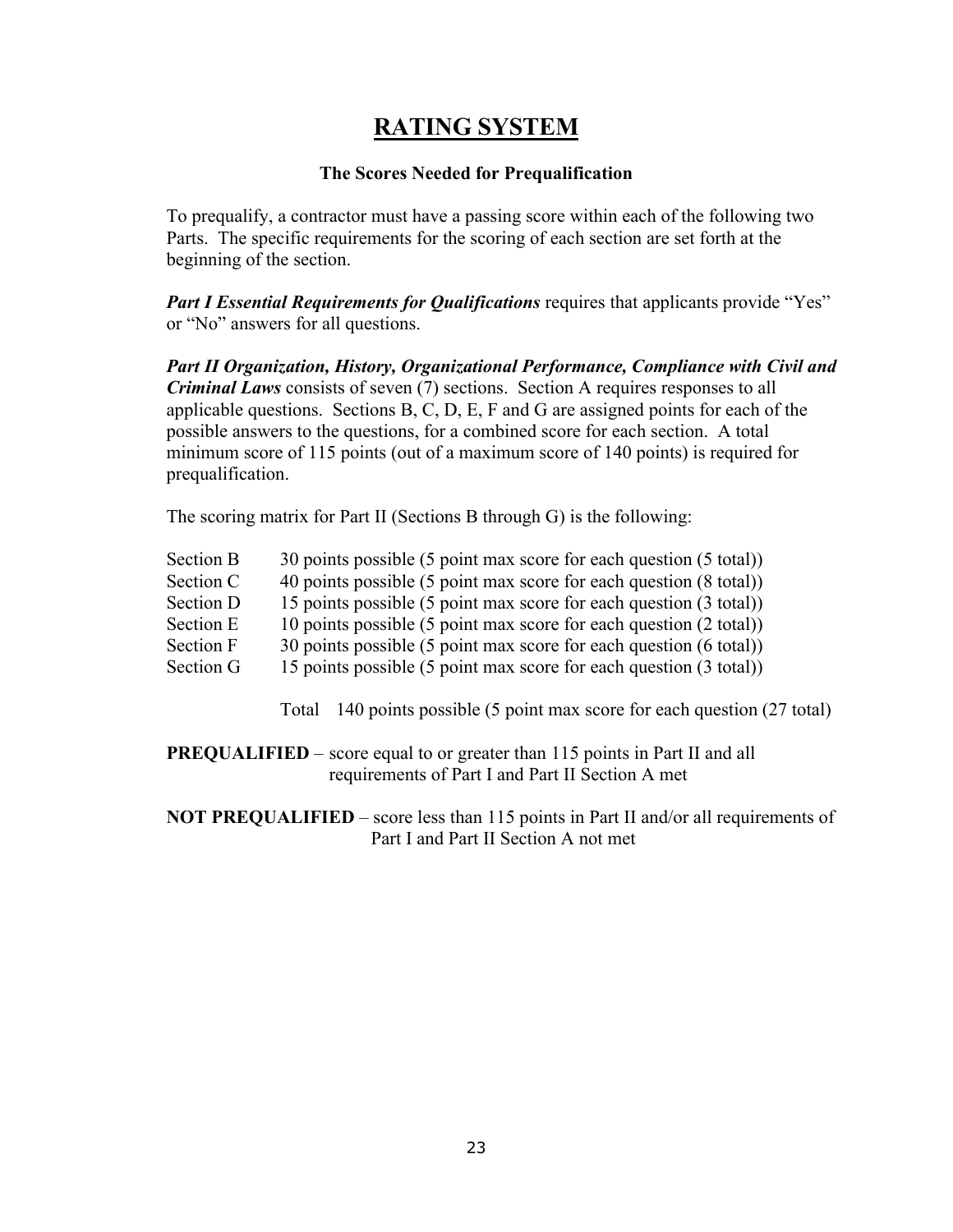# RATING SYSTEM

### The Scores Needed for Prequalification

To prequalify, a contractor must have a passing score within each of the following two Parts. The specific requirements for the scoring of each section are set forth at the beginning of the section.

***Part I Essential Requirements for Qualifications*** requires that applicants provide "Yes" or "No" answers for all questions.

***Part II Organization, History, Organizational Performance, Compliance with Civil and Criminal Laws*** consists of seven (7) sections. Section A requires responses to all applicable questions. Sections B, C, D, E, F and G are assigned points for each of the possible answers to the questions, for a combined score for each section. A total minimum score of 115 points (out of a maximum score of 140 points) is required for prequalification.

The scoring matrix for Part II (Sections B through G) is the following:

| | |
|---|---|
| Section B | 30 points possible (5 point max score for each question (5 total)) |
| Section C | 40 points possible (5 point max score for each question (8 total)) |
| Section D | 15 points possible (5 point max score for each question (3 total)) |
| Section E | 10 points possible (5 point max score for each question (2 total)) |
| Section F | 30 points possible (5 point max score for each question (6 total)) |
| Section G | 15 points possible (5 point max score for each question (3 total)) |
| | Total 140 points possible (5 point max score for each question (27 total) |

**PREQUALIFIED** – score equal to or greater than 115 points in Part II and all requirements of Part I and Part II Section A met

**NOT PREQUALIFIED** – score less than 115 points in Part II and/or all requirements of Part I and Part II Section A not met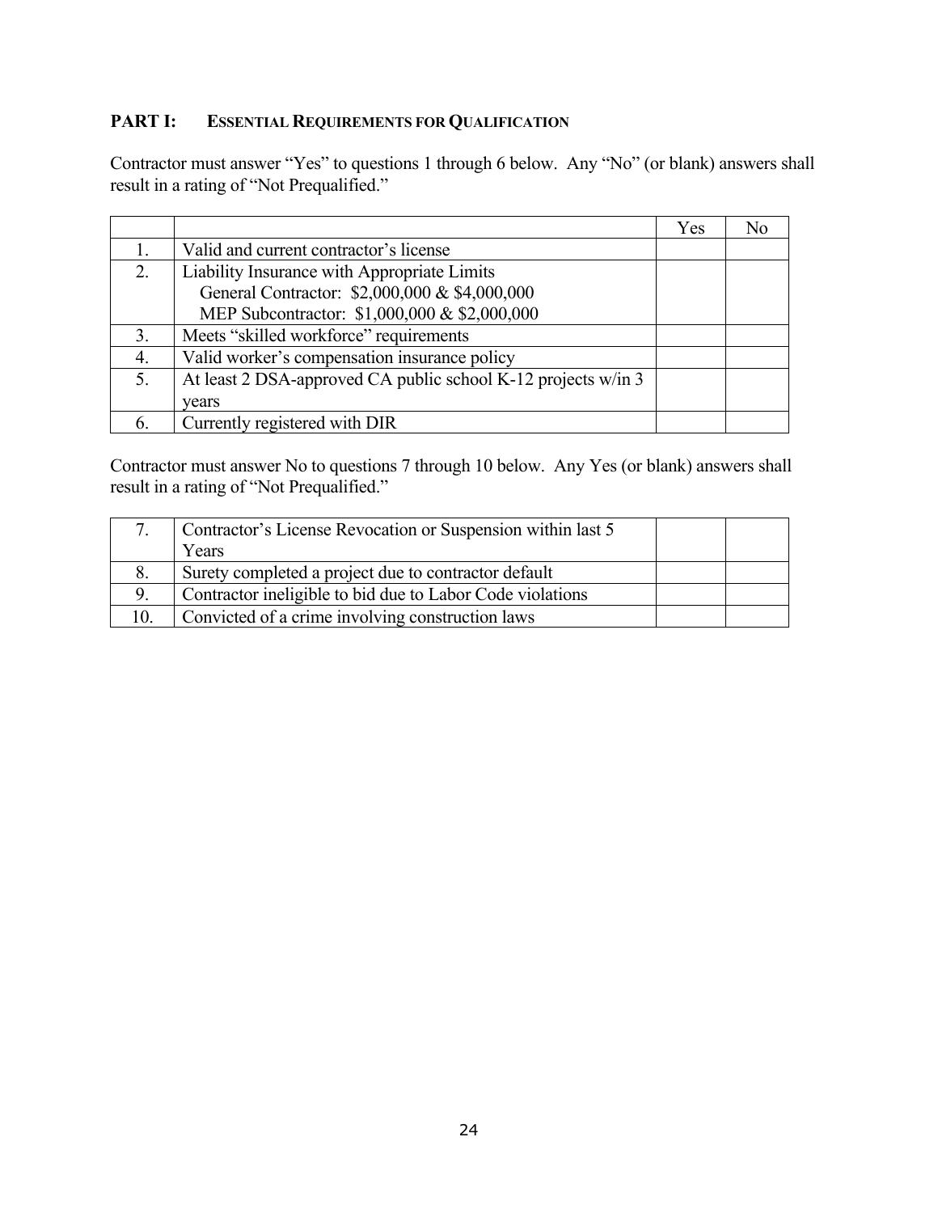## PART I: ESSENTIAL REQUIREMENTS FOR QUALIFICATION

Contractor must answer "Yes" to questions 1 through 6 below. Any "No" (or blank) answers shall result in a rating of "Not Prequalified."

| | | Yes | No |
|---|---|---|---|
| 1. | Valid and current contractor's license | | |
| 2. | Liability Insurance with Appropriate Limits<br>General Contractor: $2,000,000 & $4,000,000<br>MEP Subcontractor: $1,000,000 & $2,000,000 | | |
| 3. | Meets "skilled workforce" requirements | | |
| 4. | Valid worker's compensation insurance policy | | |
| 5. | At least 2 DSA-approved CA public school K-12 projects w/in 3 years | | |
| 6. | Currently registered with DIR | | |

Contractor must answer No to questions 7 through 10 below. Any Yes (or blank) answers shall result in a rating of "Not Prequalified."

| | | | |
|---|---|---|---|
| 7. | Contractor's License Revocation or Suspension within last 5 Years | | |
| 8. | Surety completed a project due to contractor default | | |
| 9. | Contractor ineligible to bid due to Labor Code violations | | |
| 10. | Convicted of a crime involving construction laws | | |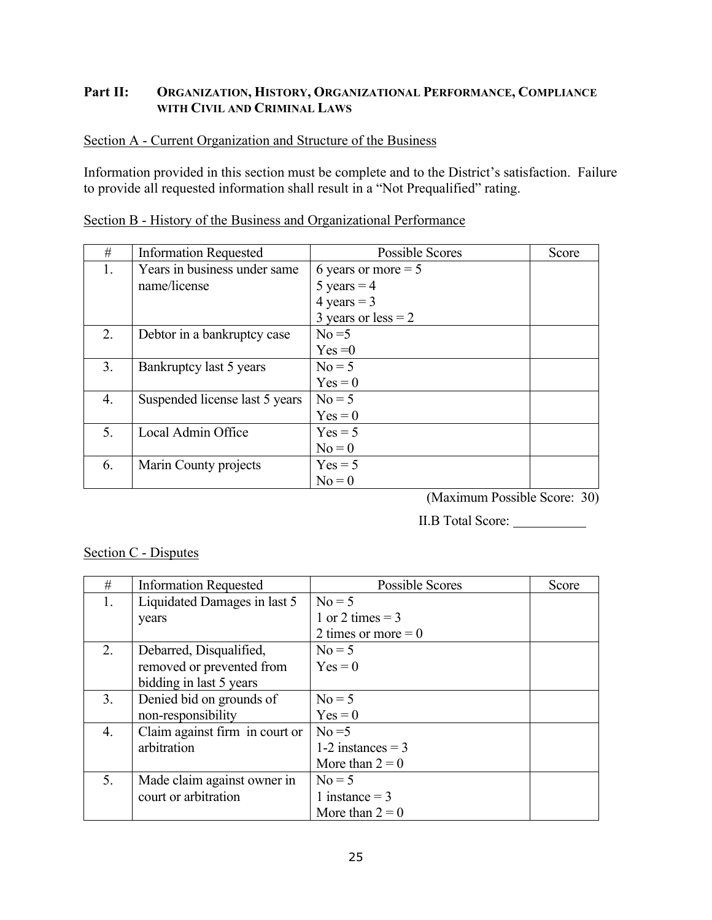## Part II: Organization, History, Organizational Performance, Compliance with Civil and Criminal Laws

Section A - Current Organization and Structure of the Business

Information provided in this section must be complete and to the District's satisfaction. Failure to provide all requested information shall result in a "Not Prequalified" rating.

Section B - History of the Business and Organizational Performance

| # | Information Requested | Possible Scores | Score |
|---|---|---|---|
| 1. | Years in business under same name/license | 6 years or more = 5<br>5 years = 4<br>4 years = 3<br>3 years or less = 2 | |
| 2. | Debtor in a bankruptcy case | No =5<br>Yes =0 | |
| 3. | Bankruptcy last 5 years | No = 5<br>Yes = 0 | |
| 4. | Suspended license last 5 years | No = 5<br>Yes = 0 | |
| 5. | Local Admin Office | Yes = 5<br>No = 0 | |
| 6. | Marin County projects | Yes = 5<br>No = 0 | |

(Maximum Possible Score: 30)

II.B Total Score: ___________

Section C - Disputes

| # | Information Requested | Possible Scores | Score |
|---|---|---|---|
| 1. | Liquidated Damages in last 5 years | No = 5<br>1 or 2 times = 3<br>2 times or more = 0 | |
| 2. | Debarred, Disqualified, removed or prevented from bidding in last 5 years | No = 5<br>Yes = 0 | |
| 3. | Denied bid on grounds of non-responsibility | No = 5<br>Yes = 0 | |
| 4. | Claim against firm in court or arbitration | No =5<br>1-2 instances = 3<br>More than 2 = 0 | |
| 5. | Made claim against owner in court or arbitration | No = 5<br>1 instance = 3<br>More than 2 = 0 | |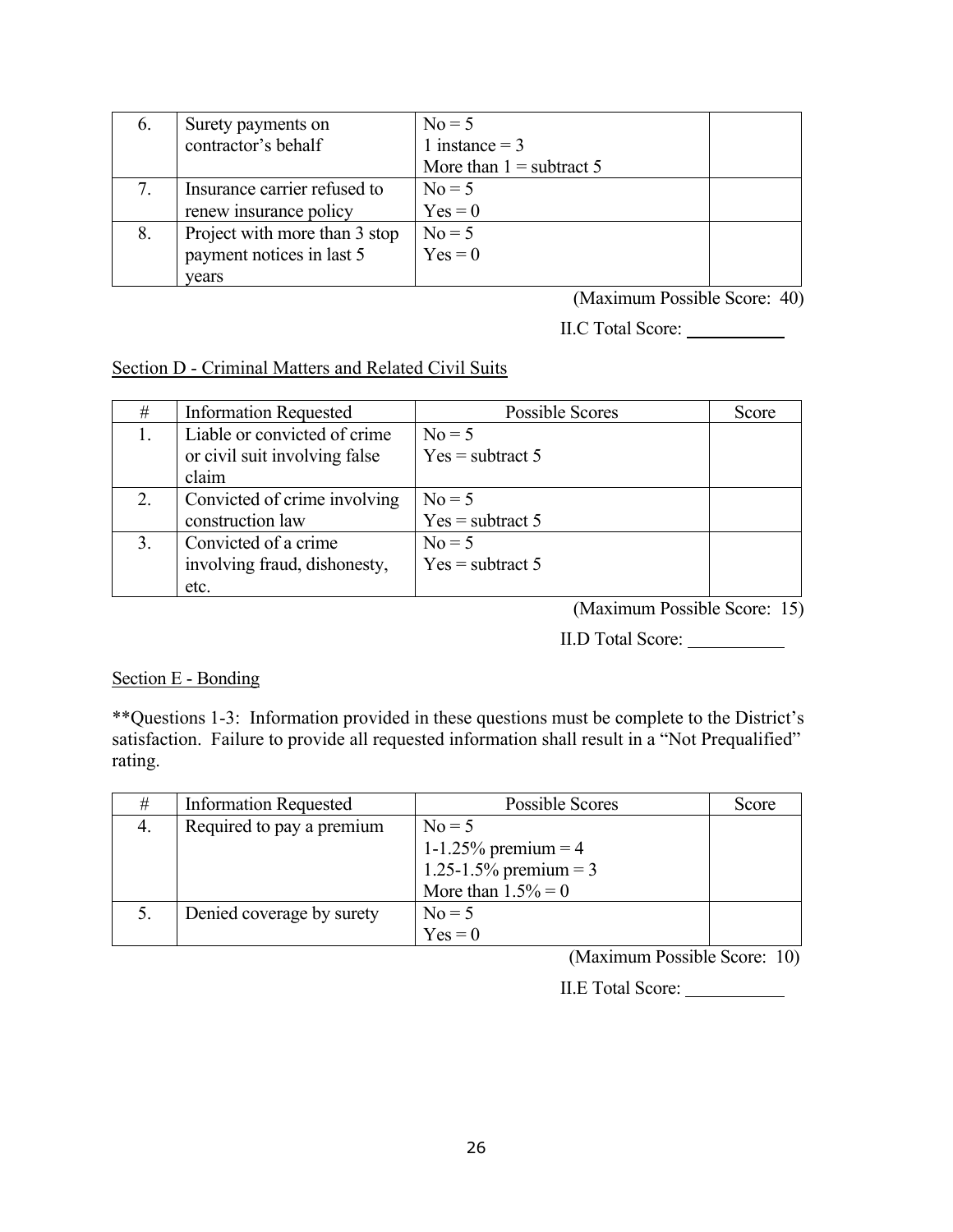| 6. | Surety payments on contractor's behalf | No = 5<br>1 instance = 3<br>More than 1 = subtract 5 | |
|---|---|---|---|
| 7. | Insurance carrier refused to renew insurance policy | No = 5<br>Yes = 0 | |
| 8. | Project with more than 3 stop payment notices in last 5 years | No = 5<br>Yes = 0 | |

(Maximum Possible Score: 40)

II.C Total Score: ___________

Section D - Criminal Matters and Related Civil Suits

| # | Information Requested | Possible Scores | Score |
|---|---|---|---|
| 1. | Liable or convicted of crime or civil suit involving false claim | No = 5<br>Yes = subtract 5 | |
| 2. | Convicted of crime involving construction law | No = 5<br>Yes = subtract 5 | |
| 3. | Convicted of a crime involving fraud, dishonesty, etc. | No = 5<br>Yes = subtract 5 | |

(Maximum Possible Score: 15)

II.D Total Score: ___________

Section E - Bonding

**Questions 1-3: Information provided in these questions must be complete to the District's satisfaction. Failure to provide all requested information shall result in a "Not Prequalified" rating.

| # | Information Requested | Possible Scores | Score |
|---|---|---|---|
| 4. | Required to pay a premium | No = 5<br>1-1.25% premium = 4<br>1.25-1.5% premium = 3<br>More than 1.5% = 0 | |
| 5. | Denied coverage by surety | No = 5<br>Yes = 0 | |

(Maximum Possible Score: 10)

II.E Total Score: ___________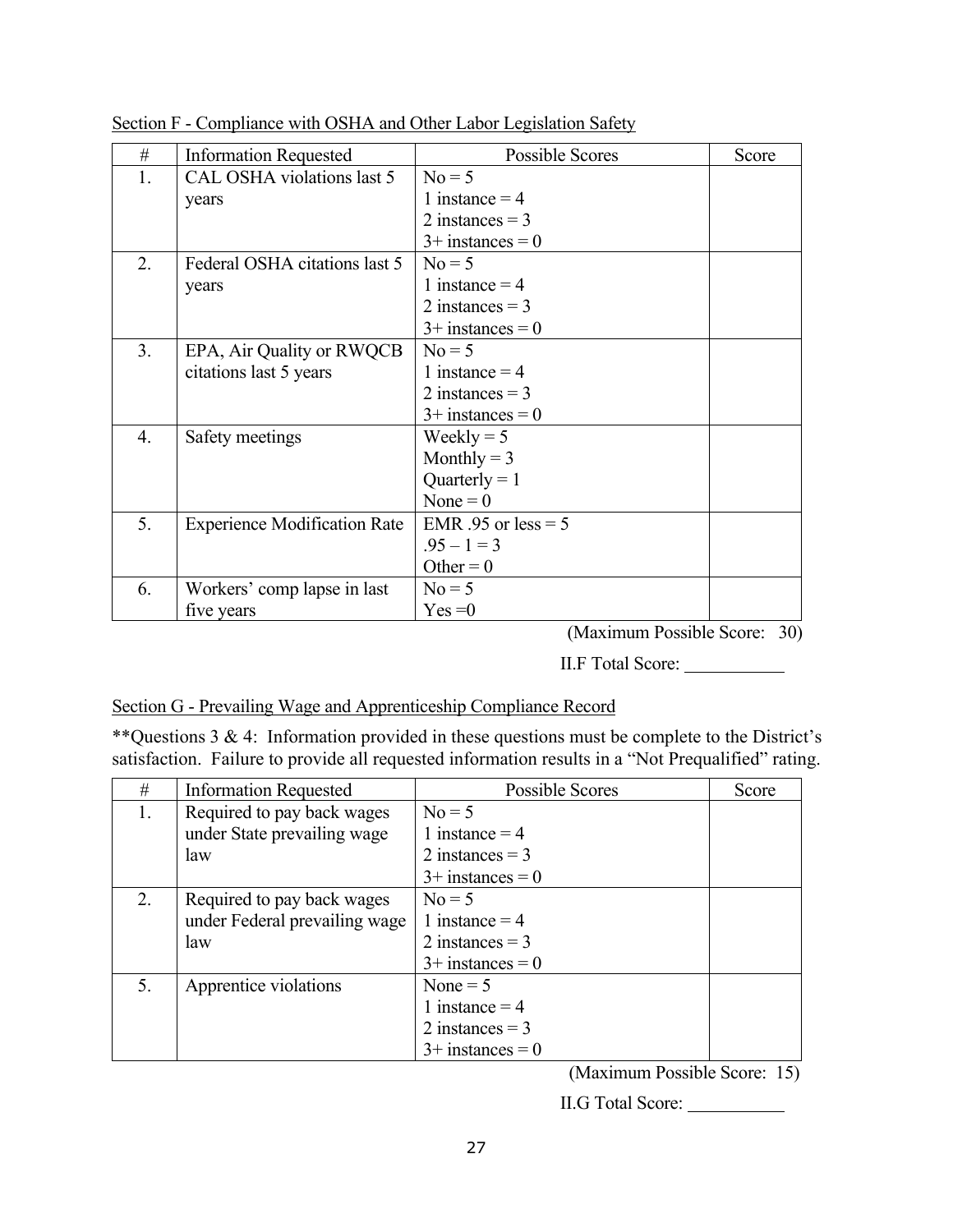Section F - Compliance with OSHA and Other Labor Legislation Safety

| # | Information Requested | Possible Scores | Score |
|---|---|---|---|
| 1. | CAL OSHA violations last 5 years | No = 5<br>1 instance = 4<br>2 instances = 3<br>3+ instances = 0 | |
| 2. | Federal OSHA citations last 5 years | No = 5<br>1 instance = 4<br>2 instances = 3<br>3+ instances = 0 | |
| 3. | EPA, Air Quality or RWQCB citations last 5 years | No = 5<br>1 instance = 4<br>2 instances = 3<br>3+ instances = 0 | |
| 4. | Safety meetings | Weekly = 5<br>Monthly = 3<br>Quarterly = 1<br>None = 0 | |
| 5. | Experience Modification Rate | EMR .95 or less = 5<br>.95 – 1 = 3<br>Other = 0 | |
| 6. | Workers' comp lapse in last five years | No = 5<br>Yes =0 | |

(Maximum Possible Score: 30)

II.F Total Score: ___________

Section G - Prevailing Wage and Apprenticeship Compliance Record

**Questions 3 & 4: Information provided in these questions must be complete to the District's satisfaction. Failure to provide all requested information results in a "Not Prequalified" rating.

| # | Information Requested | Possible Scores | Score |
|---|---|---|---|
| 1. | Required to pay back wages under State prevailing wage law | No = 5<br>1 instance = 4<br>2 instances = 3<br>3+ instances = 0 | |
| 2. | Required to pay back wages under Federal prevailing wage law | No = 5<br>1 instance = 4<br>2 instances = 3<br>3+ instances = 0 | |
| 5. | Apprentice violations | None = 5<br>1 instance = 4<br>2 instances = 3<br>3+ instances = 0 | |

(Maximum Possible Score: 15)

II.G Total Score: ___________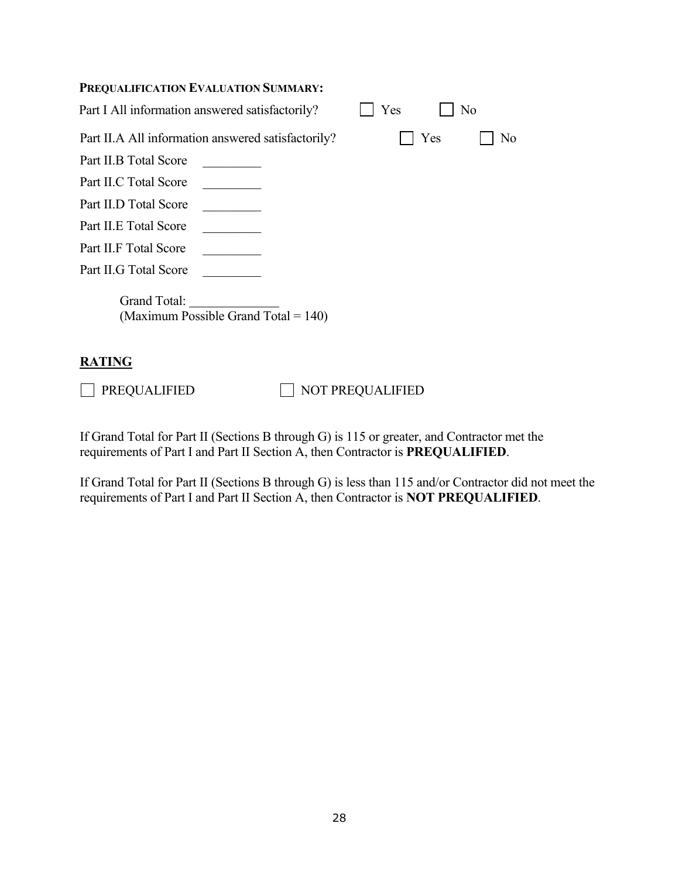**PREQUALIFICATION EVALUATION SUMMARY:**

Part I All information answered satisfactorily? ☐ Yes ☐ No

Part II.A All information answered satisfactorily? ☐ Yes ☐ No

Part II.B Total Score _________

Part II.C Total Score _________

Part II.D Total Score _________

Part II.E Total Score _________

Part II.F Total Score _________

Part II.G Total Score _________

Grand Total: _____________
(Maximum Possible Grand Total = 140)

## RATING

☐ PREQUALIFIED ☐ NOT PREQUALIFIED

If Grand Total for Part II (Sections B through G) is 115 or greater, and Contractor met the requirements of Part I and Part II Section A, then Contractor is **PREQUALIFIED**.

If Grand Total for Part II (Sections B through G) is less than 115 and/or Contractor did not meet the requirements of Part I and Part II Section A, then Contractor is **NOT PREQUALIFIED**.